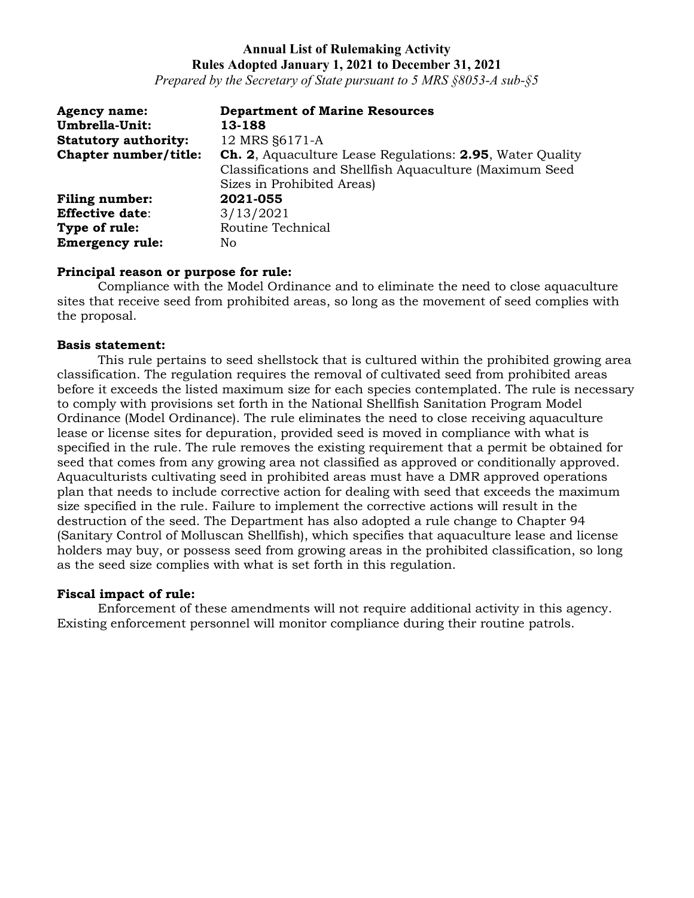**Annual List of Rulemaking Activity**
**Rules Adopted January 1, 2021 to December 31, 2021**
*Prepared by the Secretary of State pursuant to 5 MRS §8053-A sub-§5*

| | |
|---|---|
| **Agency name:** | **Department of Marine Resources** |
| **Umbrella-Unit:** | **13-188** |
| **Statutory authority:** | 12 MRS §6171-A |
| **Chapter number/title:** | **Ch. 2**, Aquaculture Lease Regulations: **2.95**, Water Quality Classifications and Shellfish Aquaculture (Maximum Seed Sizes in Prohibited Areas) |
| **Filing number:** | **2021-055** |
| **Effective date**: | 3/13/2021 |
| **Type of rule:** | Routine Technical |
| **Emergency rule:** | No |

**Principal reason or purpose for rule:**

Compliance with the Model Ordinance and to eliminate the need to close aquaculture sites that receive seed from prohibited areas, so long as the movement of seed complies with the proposal.

**Basis statement:**

This rule pertains to seed shellstock that is cultured within the prohibited growing area classification. The regulation requires the removal of cultivated seed from prohibited areas before it exceeds the listed maximum size for each species contemplated. The rule is necessary to comply with provisions set forth in the National Shellfish Sanitation Program Model Ordinance (Model Ordinance). The rule eliminates the need to close receiving aquaculture lease or license sites for depuration, provided seed is moved in compliance with what is specified in the rule. The rule removes the existing requirement that a permit be obtained for seed that comes from any growing area not classified as approved or conditionally approved. Aquaculturists cultivating seed in prohibited areas must have a DMR approved operations plan that needs to include corrective action for dealing with seed that exceeds the maximum size specified in the rule. Failure to implement the corrective actions will result in the destruction of the seed. The Department has also adopted a rule change to Chapter 94 (Sanitary Control of Molluscan Shellfish), which specifies that aquaculture lease and license holders may buy, or possess seed from growing areas in the prohibited classification, so long as the seed size complies with what is set forth in this regulation.

**Fiscal impact of rule:**

Enforcement of these amendments will not require additional activity in this agency. Existing enforcement personnel will monitor compliance during their routine patrols.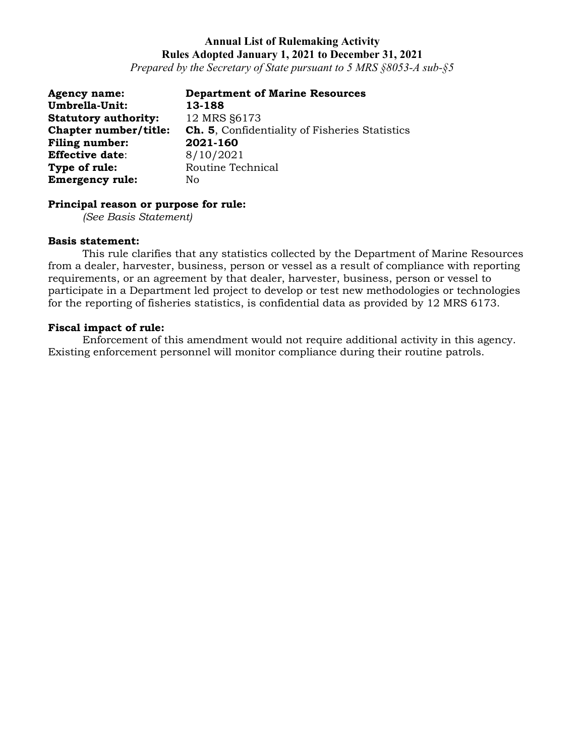**Annual List of Rulemaking Activity**
**Rules Adopted January 1, 2021 to December 31, 2021**
*Prepared by the Secretary of State pursuant to 5 MRS §8053-A sub-§5*

**Agency name:** **Department of Marine Resources**
**Umbrella-Unit:** **13-188**
**Statutory authority:** 12 MRS §6173
**Chapter number/title:** **Ch. 5**, Confidentiality of Fisheries Statistics
**Filing number:** **2021-160**
**Effective date**: 8/10/2021
**Type of rule:** Routine Technical
**Emergency rule:** No

**Principal reason or purpose for rule:**
*(See Basis Statement)*

**Basis statement:**
This rule clarifies that any statistics collected by the Department of Marine Resources from a dealer, harvester, business, person or vessel as a result of compliance with reporting requirements, or an agreement by that dealer, harvester, business, person or vessel to participate in a Department led project to develop or test new methodologies or technologies for the reporting of fisheries statistics, is confidential data as provided by 12 MRS 6173.

**Fiscal impact of rule:**
Enforcement of this amendment would not require additional activity in this agency. Existing enforcement personnel will monitor compliance during their routine patrols.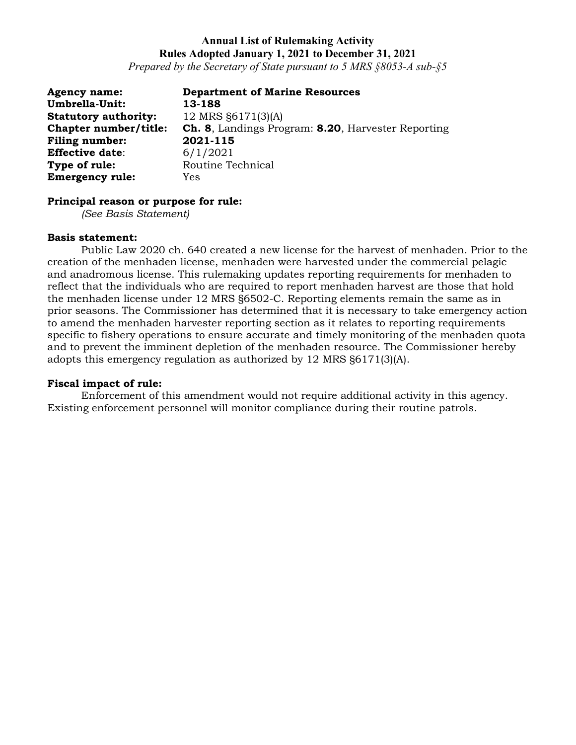**Annual List of Rulemaking Activity**
**Rules Adopted January 1, 2021 to December 31, 2021**
*Prepared by the Secretary of State pursuant to 5 MRS §8053-A sub-§5*

**Agency name:** **Department of Marine Resources**
**Umbrella-Unit:** **13-188**
**Statutory authority:** 12 MRS §6171(3)(A)
**Chapter number/title:** **Ch. 8**, Landings Program: **8.20**, Harvester Reporting
**Filing number:** **2021-115**
**Effective date**: 6/1/2021
**Type of rule:** Routine Technical
**Emergency rule:** Yes

**Principal reason or purpose for rule:**
*(See Basis Statement)*

**Basis statement:**
Public Law 2020 ch. 640 created a new license for the harvest of menhaden. Prior to the creation of the menhaden license, menhaden were harvested under the commercial pelagic and anadromous license. This rulemaking updates reporting requirements for menhaden to reflect that the individuals who are required to report menhaden harvest are those that hold the menhaden license under 12 MRS §6502-C. Reporting elements remain the same as in prior seasons. The Commissioner has determined that it is necessary to take emergency action to amend the menhaden harvester reporting section as it relates to reporting requirements specific to fishery operations to ensure accurate and timely monitoring of the menhaden quota and to prevent the imminent depletion of the menhaden resource. The Commissioner hereby adopts this emergency regulation as authorized by 12 MRS §6171(3)(A).

**Fiscal impact of rule:**
Enforcement of this amendment would not require additional activity in this agency. Existing enforcement personnel will monitor compliance during their routine patrols.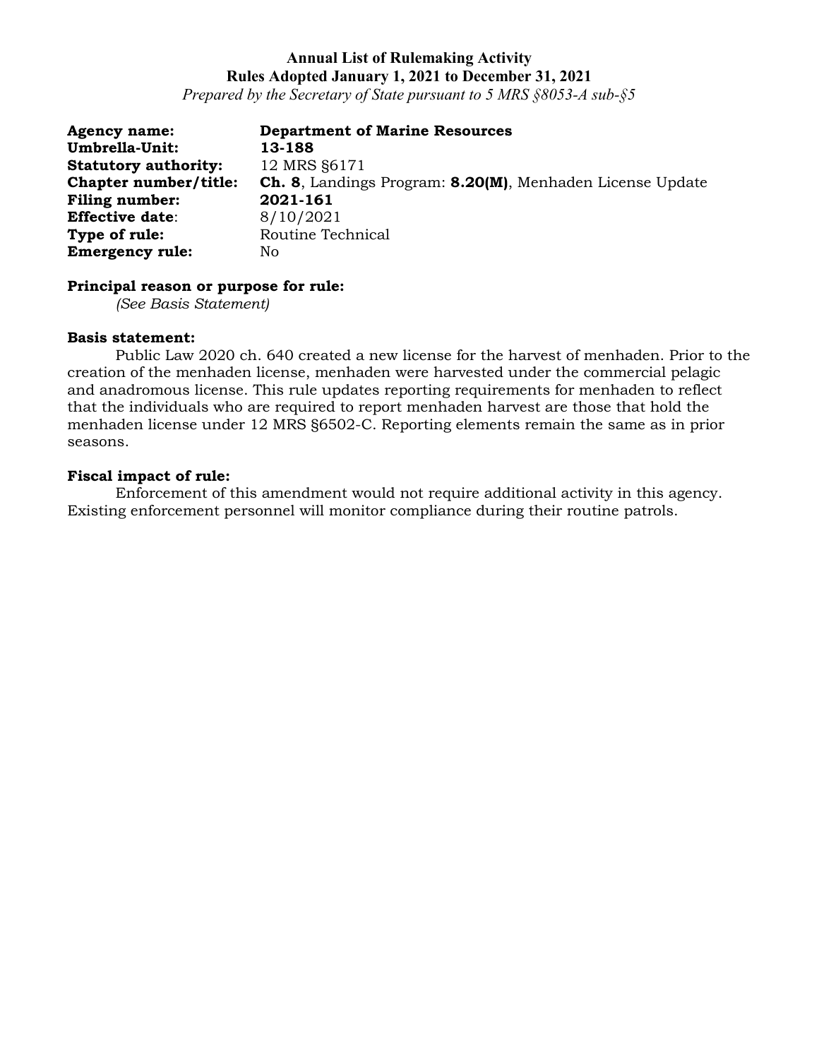**Annual List of Rulemaking Activity**
**Rules Adopted January 1, 2021 to December 31, 2021**
*Prepared by the Secretary of State pursuant to 5 MRS §8053-A sub-§5*

**Agency name:** **Department of Marine Resources**
**Umbrella-Unit:** **13-188**
**Statutory authority:** 12 MRS §6171
**Chapter number/title:** **Ch. 8**, Landings Program: **8.20(M)**, Menhaden License Update
**Filing number:** **2021-161**
**Effective date**: 8/10/2021
**Type of rule:** Routine Technical
**Emergency rule:** No

**Principal reason or purpose for rule:**
*(See Basis Statement)*

**Basis statement:**
Public Law 2020 ch. 640 created a new license for the harvest of menhaden. Prior to the creation of the menhaden license, menhaden were harvested under the commercial pelagic and anadromous license. This rule updates reporting requirements for menhaden to reflect that the individuals who are required to report menhaden harvest are those that hold the menhaden license under 12 MRS §6502-C. Reporting elements remain the same as in prior seasons.

**Fiscal impact of rule:**
Enforcement of this amendment would not require additional activity in this agency. Existing enforcement personnel will monitor compliance during their routine patrols.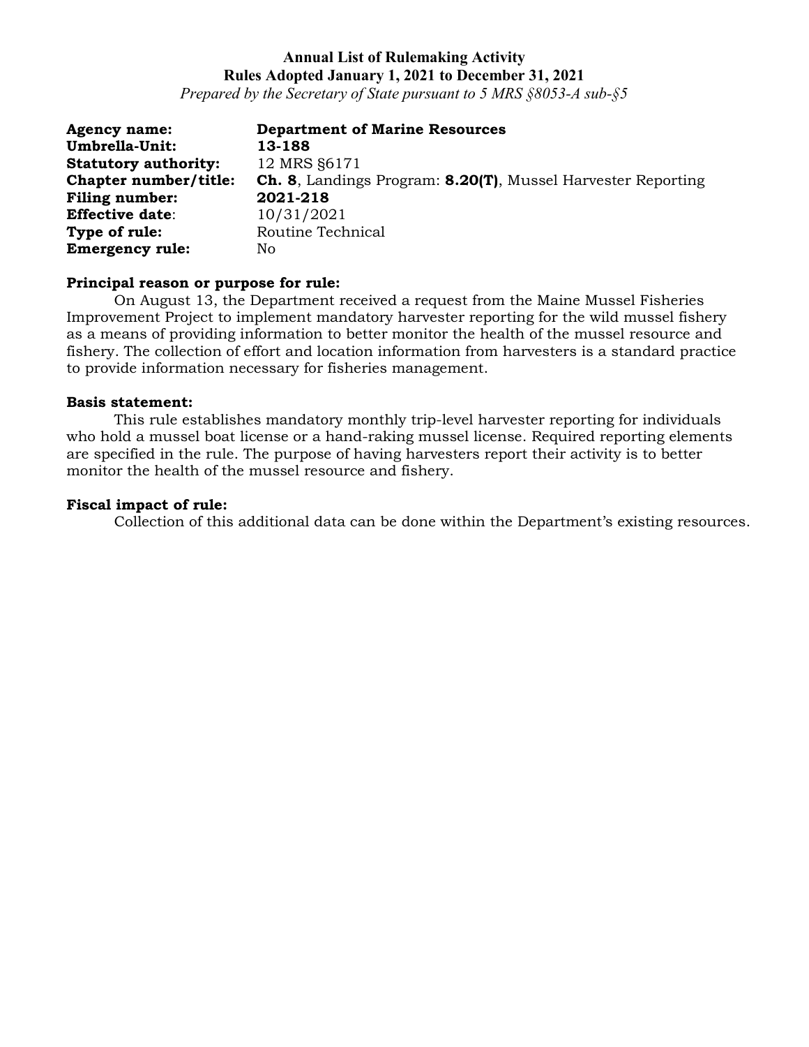**Annual List of Rulemaking Activity**
**Rules Adopted January 1, 2021 to December 31, 2021**
*Prepared by the Secretary of State pursuant to 5 MRS §8053-A sub-§5*

**Agency name:** **Department of Marine Resources**
**Umbrella-Unit:** **13-188**
**Statutory authority:** 12 MRS §6171
**Chapter number/title:** **Ch. 8**, Landings Program: **8.20(T)**, Mussel Harvester Reporting
**Filing number:** **2021-218**
**Effective date**: 10/31/2021
**Type of rule:** Routine Technical
**Emergency rule:** No

**Principal reason or purpose for rule:**

On August 13, the Department received a request from the Maine Mussel Fisheries Improvement Project to implement mandatory harvester reporting for the wild mussel fishery as a means of providing information to better monitor the health of the mussel resource and fishery. The collection of effort and location information from harvesters is a standard practice to provide information necessary for fisheries management.

**Basis statement:**

This rule establishes mandatory monthly trip-level harvester reporting for individuals who hold a mussel boat license or a hand-raking mussel license. Required reporting elements are specified in the rule. The purpose of having harvesters report their activity is to better monitor the health of the mussel resource and fishery.

**Fiscal impact of rule:**

Collection of this additional data can be done within the Department's existing resources.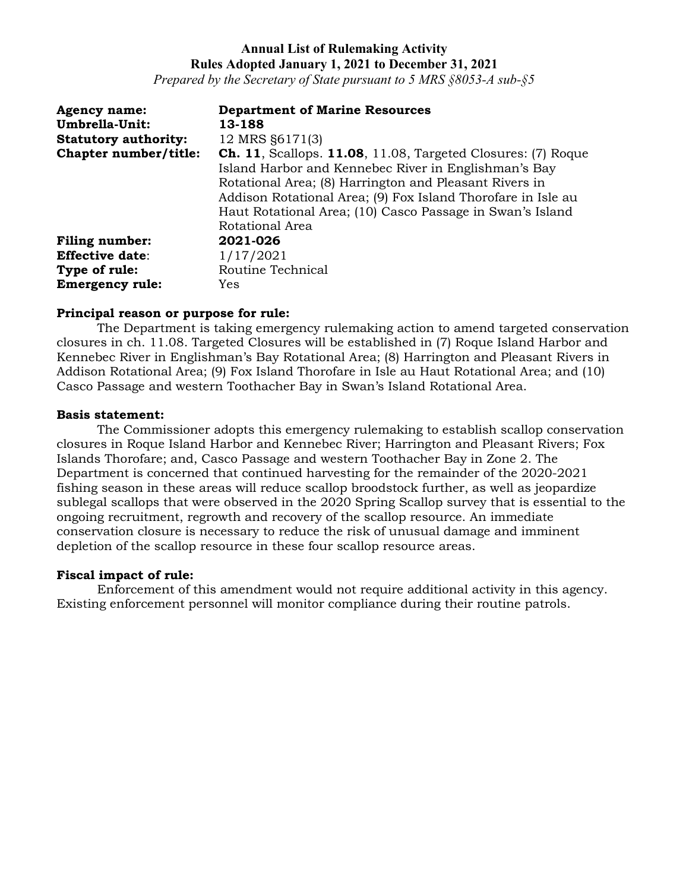**Annual List of Rulemaking Activity**
**Rules Adopted January 1, 2021 to December 31, 2021**
*Prepared by the Secretary of State pursuant to 5 MRS §8053-A sub-§5*

| | |
|---|---|
| **Agency name:** | **Department of Marine Resources** |
| **Umbrella-Unit:** | **13-188** |
| **Statutory authority:** | 12 MRS §6171(3) |
| **Chapter number/title:** | **Ch. 11**, Scallops. **11.08**, 11.08, Targeted Closures: (7) Roque Island Harbor and Kennebec River in Englishman's Bay Rotational Area; (8) Harrington and Pleasant Rivers in Addison Rotational Area; (9) Fox Island Thorofare in Isle au Haut Rotational Area; (10) Casco Passage in Swan's Island Rotational Area |
| **Filing number:** | **2021-026** |
| **Effective date**: | 1/17/2021 |
| **Type of rule:** | Routine Technical |
| **Emergency rule:** | Yes |

**Principal reason or purpose for rule:**

The Department is taking emergency rulemaking action to amend targeted conservation closures in ch. 11.08. Targeted Closures will be established in (7) Roque Island Harbor and Kennebec River in Englishman's Bay Rotational Area; (8) Harrington and Pleasant Rivers in Addison Rotational Area; (9) Fox Island Thorofare in Isle au Haut Rotational Area; and (10) Casco Passage and western Toothacher Bay in Swan's Island Rotational Area.

**Basis statement:**

The Commissioner adopts this emergency rulemaking to establish scallop conservation closures in Roque Island Harbor and Kennebec River; Harrington and Pleasant Rivers; Fox Islands Thorofare; and, Casco Passage and western Toothacher Bay in Zone 2. The Department is concerned that continued harvesting for the remainder of the 2020-2021 fishing season in these areas will reduce scallop broodstock further, as well as jeopardize sublegal scallops that were observed in the 2020 Spring Scallop survey that is essential to the ongoing recruitment, regrowth and recovery of the scallop resource. An immediate conservation closure is necessary to reduce the risk of unusual damage and imminent depletion of the scallop resource in these four scallop resource areas.

**Fiscal impact of rule:**

Enforcement of this amendment would not require additional activity in this agency. Existing enforcement personnel will monitor compliance during their routine patrols.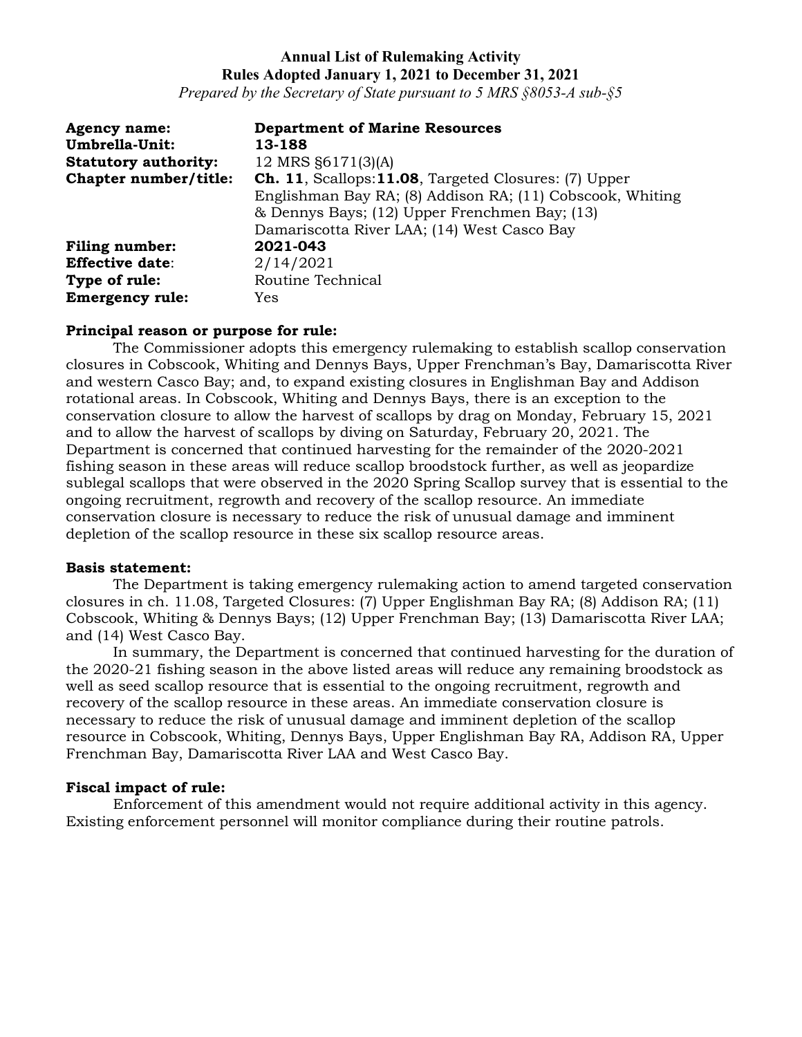**Annual List of Rulemaking Activity**
**Rules Adopted January 1, 2021 to December 31, 2021**
*Prepared by the Secretary of State pursuant to 5 MRS §8053-A sub-§5*

| | |
|---|---|
| **Agency name:** | **Department of Marine Resources** |
| **Umbrella-Unit:** | **13-188** |
| **Statutory authority:** | 12 MRS §6171(3)(A) |
| **Chapter number/title:** | **Ch. 11**, Scallops:**11.08**, Targeted Closures: (7) Upper Englishman Bay RA; (8) Addison RA; (11) Cobscook, Whiting & Dennys Bays; (12) Upper Frenchmen Bay; (13) Damariscotta River LAA; (14) West Casco Bay |
| **Filing number:** | **2021-043** |
| **Effective date**: | 2/14/2021 |
| **Type of rule:** | Routine Technical |
| **Emergency rule:** | Yes |

**Principal reason or purpose for rule:**

The Commissioner adopts this emergency rulemaking to establish scallop conservation closures in Cobscook, Whiting and Dennys Bays, Upper Frenchman's Bay, Damariscotta River and western Casco Bay; and, to expand existing closures in Englishman Bay and Addison rotational areas. In Cobscook, Whiting and Dennys Bays, there is an exception to the conservation closure to allow the harvest of scallops by drag on Monday, February 15, 2021 and to allow the harvest of scallops by diving on Saturday, February 20, 2021. The Department is concerned that continued harvesting for the remainder of the 2020-2021 fishing season in these areas will reduce scallop broodstock further, as well as jeopardize sublegal scallops that were observed in the 2020 Spring Scallop survey that is essential to the ongoing recruitment, regrowth and recovery of the scallop resource. An immediate conservation closure is necessary to reduce the risk of unusual damage and imminent depletion of the scallop resource in these six scallop resource areas.

**Basis statement:**

The Department is taking emergency rulemaking action to amend targeted conservation closures in ch. 11.08, Targeted Closures: (7) Upper Englishman Bay RA; (8) Addison RA; (11) Cobscook, Whiting & Dennys Bays; (12) Upper Frenchman Bay; (13) Damariscotta River LAA; and (14) West Casco Bay.

In summary, the Department is concerned that continued harvesting for the duration of the 2020-21 fishing season in the above listed areas will reduce any remaining broodstock as well as seed scallop resource that is essential to the ongoing recruitment, regrowth and recovery of the scallop resource in these areas. An immediate conservation closure is necessary to reduce the risk of unusual damage and imminent depletion of the scallop resource in Cobscook, Whiting, Dennys Bays, Upper Englishman Bay RA, Addison RA, Upper Frenchman Bay, Damariscotta River LAA and West Casco Bay.

**Fiscal impact of rule:**

Enforcement of this amendment would not require additional activity in this agency. Existing enforcement personnel will monitor compliance during their routine patrols.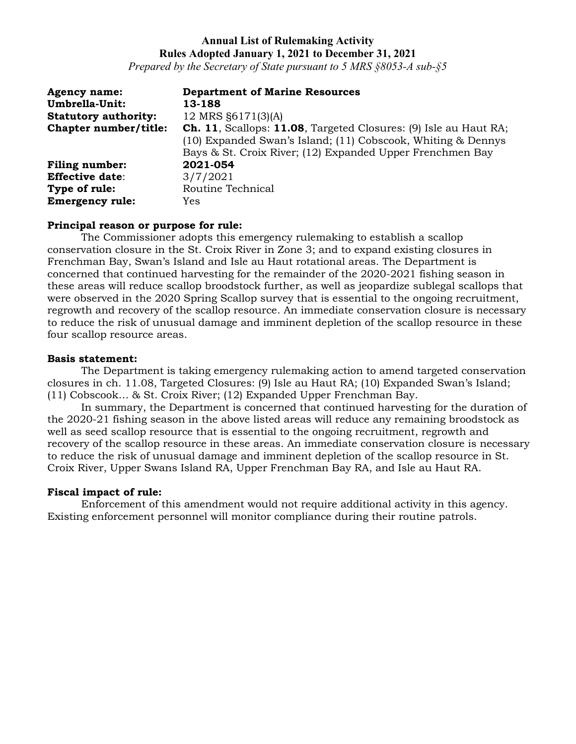**Annual List of Rulemaking Activity**
**Rules Adopted January 1, 2021 to December 31, 2021**
*Prepared by the Secretary of State pursuant to 5 MRS §8053-A sub-§5*

| | |
|---|---|
| **Agency name:** | **Department of Marine Resources** |
| **Umbrella-Unit:** | **13-188** |
| **Statutory authority:** | 12 MRS §6171(3)(A) |
| **Chapter number/title:** | **Ch. 11**, Scallops: **11.08**, Targeted Closures: (9) Isle au Haut RA; (10) Expanded Swan's Island; (11) Cobscook, Whiting & Dennys Bays & St. Croix River; (12) Expanded Upper Frenchmen Bay |
| **Filing number:** | **2021-054** |
| **Effective date**: | 3/7/2021 |
| **Type of rule:** | Routine Technical |
| **Emergency rule:** | Yes |

**Principal reason or purpose for rule:**

The Commissioner adopts this emergency rulemaking to establish a scallop conservation closure in the St. Croix River in Zone 3; and to expand existing closures in Frenchman Bay, Swan's Island and Isle au Haut rotational areas. The Department is concerned that continued harvesting for the remainder of the 2020-2021 fishing season in these areas will reduce scallop broodstock further, as well as jeopardize sublegal scallops that were observed in the 2020 Spring Scallop survey that is essential to the ongoing recruitment, regrowth and recovery of the scallop resource. An immediate conservation closure is necessary to reduce the risk of unusual damage and imminent depletion of the scallop resource in these four scallop resource areas.

**Basis statement:**

The Department is taking emergency rulemaking action to amend targeted conservation closures in ch. 11.08, Targeted Closures: (9) Isle au Haut RA; (10) Expanded Swan's Island; (11) Cobscook… & St. Croix River; (12) Expanded Upper Frenchman Bay.

In summary, the Department is concerned that continued harvesting for the duration of the 2020-21 fishing season in the above listed areas will reduce any remaining broodstock as well as seed scallop resource that is essential to the ongoing recruitment, regrowth and recovery of the scallop resource in these areas. An immediate conservation closure is necessary to reduce the risk of unusual damage and imminent depletion of the scallop resource in St. Croix River, Upper Swans Island RA, Upper Frenchman Bay RA, and Isle au Haut RA.

**Fiscal impact of rule:**

Enforcement of this amendment would not require additional activity in this agency. Existing enforcement personnel will monitor compliance during their routine patrols.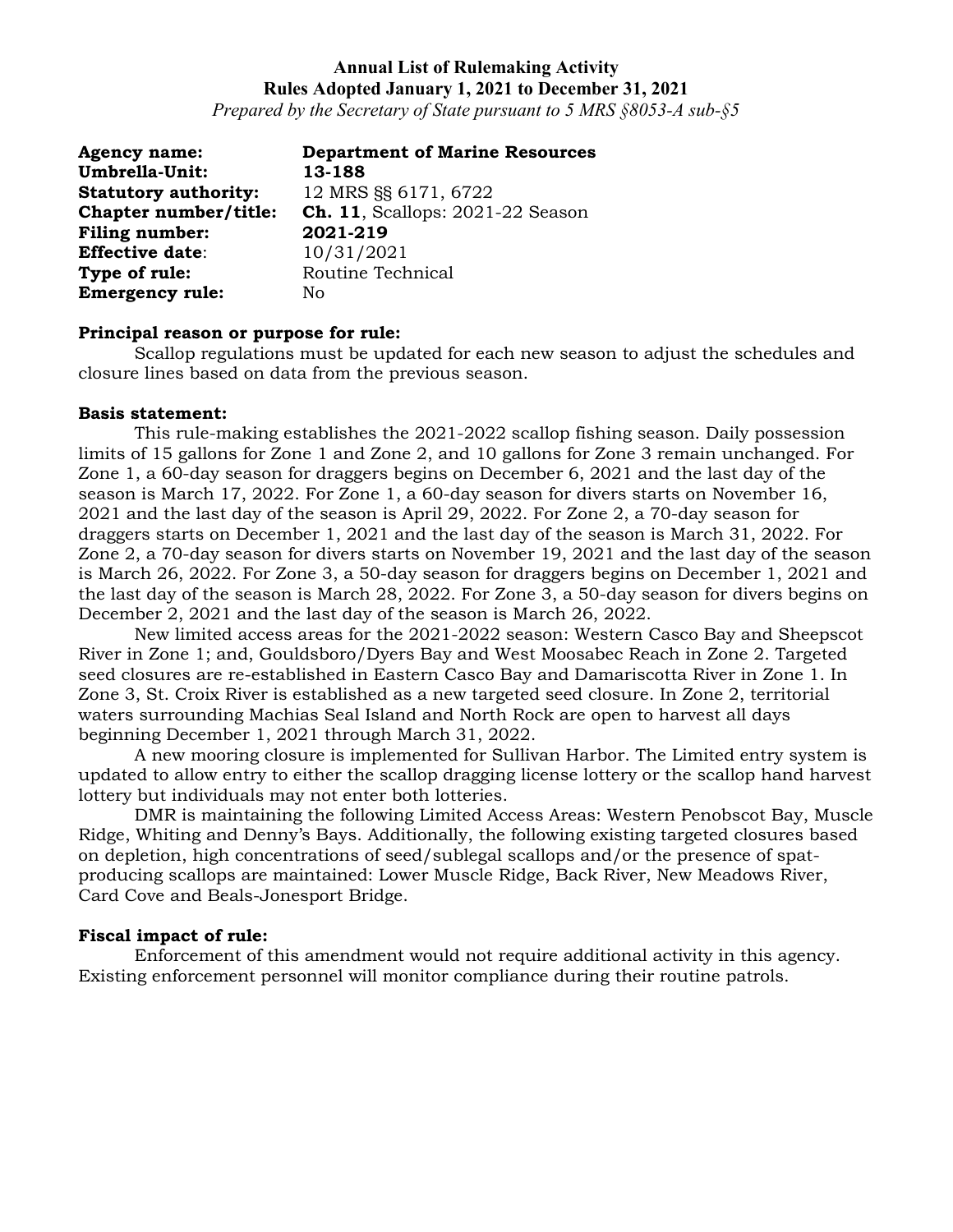**Annual List of Rulemaking Activity**
**Rules Adopted January 1, 2021 to December 31, 2021**
*Prepared by the Secretary of State pursuant to 5 MRS §8053-A sub-§5*

**Agency name:** **Department of Marine Resources**
**Umbrella-Unit:** **13-188**
**Statutory authority:** 12 MRS §§ 6171, 6722
**Chapter number/title:** **Ch. 11**, Scallops: 2021-22 Season
**Filing number:** **2021-219**
**Effective date**: 10/31/2021
**Type of rule:** Routine Technical
**Emergency rule:** No

**Principal reason or purpose for rule:**

Scallop regulations must be updated for each new season to adjust the schedules and closure lines based on data from the previous season.

**Basis statement:**

This rule-making establishes the 2021-2022 scallop fishing season. Daily possession limits of 15 gallons for Zone 1 and Zone 2, and 10 gallons for Zone 3 remain unchanged. For Zone 1, a 60-day season for draggers begins on December 6, 2021 and the last day of the season is March 17, 2022. For Zone 1, a 60-day season for divers starts on November 16, 2021 and the last day of the season is April 29, 2022. For Zone 2, a 70-day season for draggers starts on December 1, 2021 and the last day of the season is March 31, 2022. For Zone 2, a 70-day season for divers starts on November 19, 2021 and the last day of the season is March 26, 2022. For Zone 3, a 50-day season for draggers begins on December 1, 2021 and the last day of the season is March 28, 2022. For Zone 3, a 50-day season for divers begins on December 2, 2021 and the last day of the season is March 26, 2022.

New limited access areas for the 2021-2022 season: Western Casco Bay and Sheepscot River in Zone 1; and, Gouldsboro/Dyers Bay and West Moosabec Reach in Zone 2. Targeted seed closures are re-established in Eastern Casco Bay and Damariscotta River in Zone 1. In Zone 3, St. Croix River is established as a new targeted seed closure. In Zone 2, territorial waters surrounding Machias Seal Island and North Rock are open to harvest all days beginning December 1, 2021 through March 31, 2022.

A new mooring closure is implemented for Sullivan Harbor. The Limited entry system is updated to allow entry to either the scallop dragging license lottery or the scallop hand harvest lottery but individuals may not enter both lotteries.

DMR is maintaining the following Limited Access Areas: Western Penobscot Bay, Muscle Ridge, Whiting and Denny's Bays. Additionally, the following existing targeted closures based on depletion, high concentrations of seed/sublegal scallops and/or the presence of spat-producing scallops are maintained: Lower Muscle Ridge, Back River, New Meadows River, Card Cove and Beals-Jonesport Bridge.

**Fiscal impact of rule:**

Enforcement of this amendment would not require additional activity in this agency. Existing enforcement personnel will monitor compliance during their routine patrols.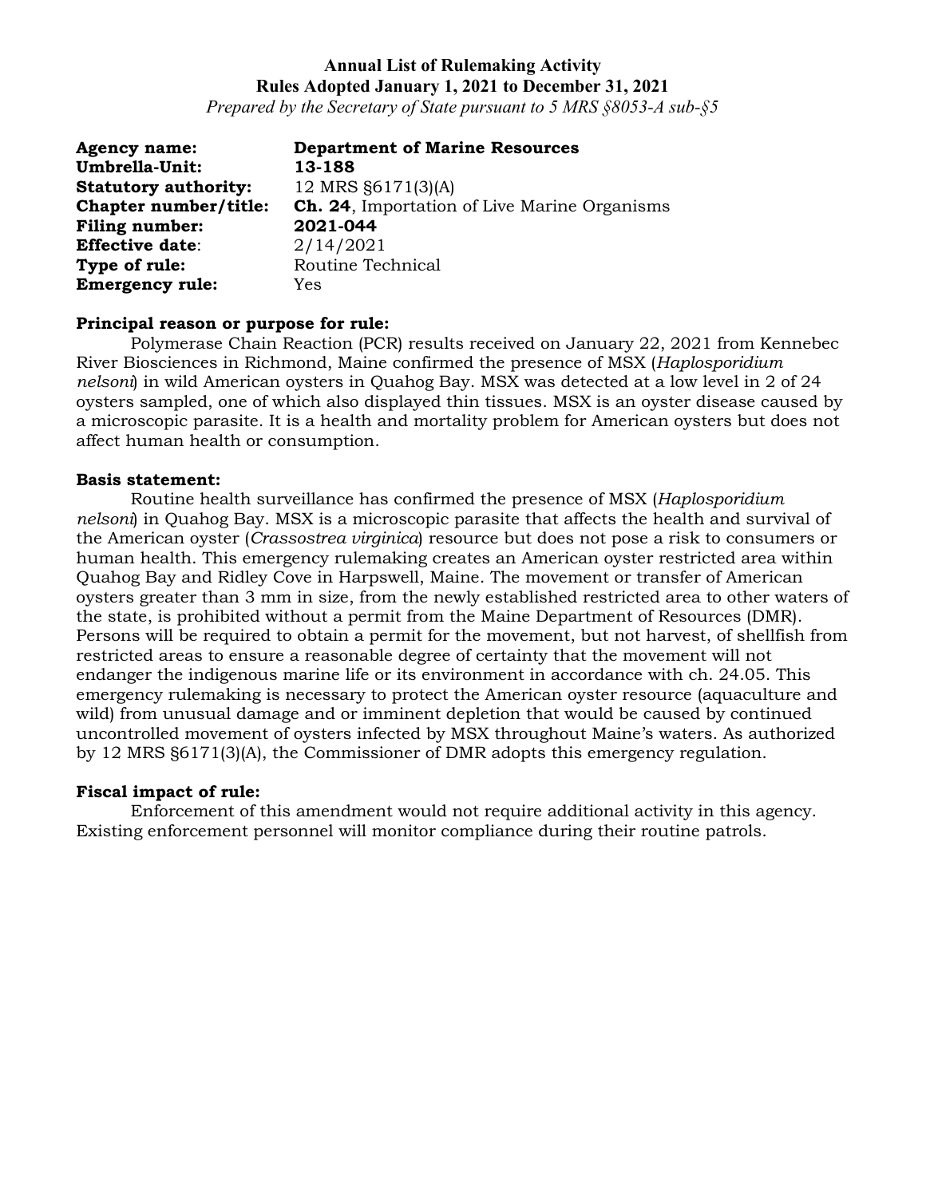**Annual List of Rulemaking Activity**
**Rules Adopted January 1, 2021 to December 31, 2021**
*Prepared by the Secretary of State pursuant to 5 MRS §8053-A sub-§5*

**Agency name:** **Department of Marine Resources**
**Umbrella-Unit:** **13-188**
**Statutory authority:** 12 MRS §6171(3)(A)
**Chapter number/title:** **Ch. 24**, Importation of Live Marine Organisms
**Filing number:** **2021-044**
**Effective date**: 2/14/2021
**Type of rule:** Routine Technical
**Emergency rule:** Yes

**Principal reason or purpose for rule:**

Polymerase Chain Reaction (PCR) results received on January 22, 2021 from Kennebec River Biosciences in Richmond, Maine confirmed the presence of MSX (*Haplosporidium nelsoni*) in wild American oysters in Quahog Bay. MSX was detected at a low level in 2 of 24 oysters sampled, one of which also displayed thin tissues. MSX is an oyster disease caused by a microscopic parasite. It is a health and mortality problem for American oysters but does not affect human health or consumption.

**Basis statement:**

Routine health surveillance has confirmed the presence of MSX (*Haplosporidium nelsoni*) in Quahog Bay. MSX is a microscopic parasite that affects the health and survival of the American oyster (*Crassostrea virginica*) resource but does not pose a risk to consumers or human health. This emergency rulemaking creates an American oyster restricted area within Quahog Bay and Ridley Cove in Harpswell, Maine. The movement or transfer of American oysters greater than 3 mm in size, from the newly established restricted area to other waters of the state, is prohibited without a permit from the Maine Department of Resources (DMR). Persons will be required to obtain a permit for the movement, but not harvest, of shellfish from restricted areas to ensure a reasonable degree of certainty that the movement will not endanger the indigenous marine life or its environment in accordance with ch. 24.05. This emergency rulemaking is necessary to protect the American oyster resource (aquaculture and wild) from unusual damage and or imminent depletion that would be caused by continued uncontrolled movement of oysters infected by MSX throughout Maine's waters. As authorized by 12 MRS §6171(3)(A), the Commissioner of DMR adopts this emergency regulation.

**Fiscal impact of rule:**

Enforcement of this amendment would not require additional activity in this agency. Existing enforcement personnel will monitor compliance during their routine patrols.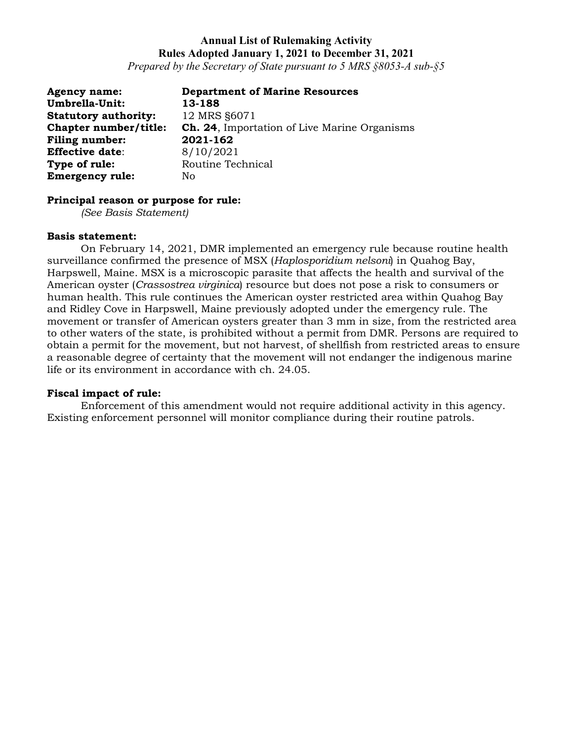**Annual List of Rulemaking Activity**
**Rules Adopted January 1, 2021 to December 31, 2021**
*Prepared by the Secretary of State pursuant to 5 MRS §8053-A sub-§5*

**Agency name:** **Department of Marine Resources**
**Umbrella-Unit:** **13-188**
**Statutory authority:** 12 MRS §6071
**Chapter number/title:** **Ch. 24**, Importation of Live Marine Organisms
**Filing number:** **2021-162**
**Effective date**: 8/10/2021
**Type of rule:** Routine Technical
**Emergency rule:** No

**Principal reason or purpose for rule:**
*(See Basis Statement)*

**Basis statement:**
On February 14, 2021, DMR implemented an emergency rule because routine health surveillance confirmed the presence of MSX (*Haplosporidium nelsoni*) in Quahog Bay, Harpswell, Maine. MSX is a microscopic parasite that affects the health and survival of the American oyster (*Crassostrea virginica*) resource but does not pose a risk to consumers or human health. This rule continues the American oyster restricted area within Quahog Bay and Ridley Cove in Harpswell, Maine previously adopted under the emergency rule. The movement or transfer of American oysters greater than 3 mm in size, from the restricted area to other waters of the state, is prohibited without a permit from DMR. Persons are required to obtain a permit for the movement, but not harvest, of shellfish from restricted areas to ensure a reasonable degree of certainty that the movement will not endanger the indigenous marine life or its environment in accordance with ch. 24.05.

**Fiscal impact of rule:**
Enforcement of this amendment would not require additional activity in this agency. Existing enforcement personnel will monitor compliance during their routine patrols.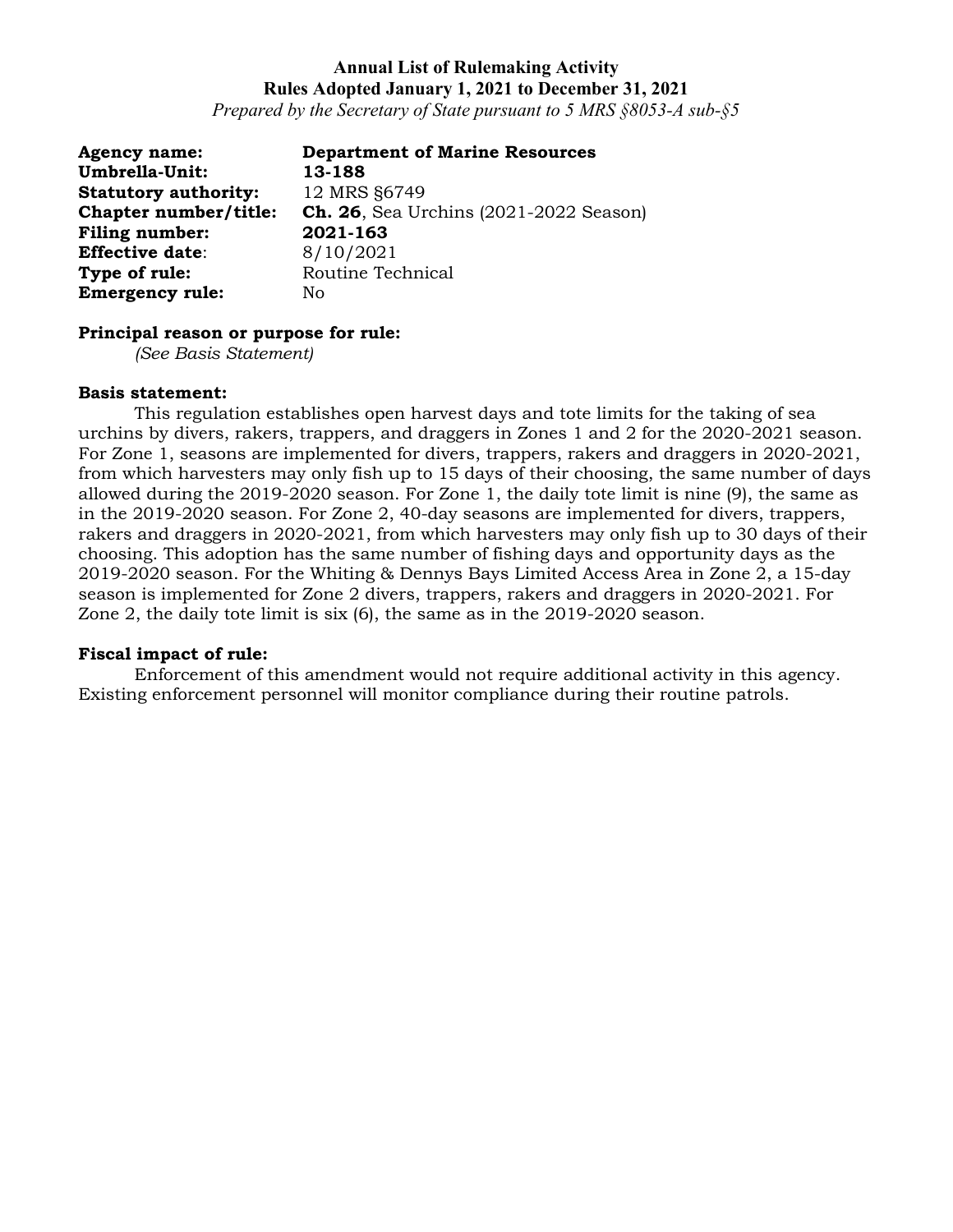**Annual List of Rulemaking Activity**
**Rules Adopted January 1, 2021 to December 31, 2021**
*Prepared by the Secretary of State pursuant to 5 MRS §8053-A sub-§5*

**Agency name:** **Department of Marine Resources**
**Umbrella-Unit:** **13-188**
**Statutory authority:** 12 MRS §6749
**Chapter number/title:** **Ch. 26**, Sea Urchins (2021-2022 Season)
**Filing number:** **2021-163**
**Effective date**: 8/10/2021
**Type of rule:** Routine Technical
**Emergency rule:** No

**Principal reason or purpose for rule:**
*(See Basis Statement)*

**Basis statement:**
This regulation establishes open harvest days and tote limits for the taking of sea urchins by divers, rakers, trappers, and draggers in Zones 1 and 2 for the 2020-2021 season. For Zone 1, seasons are implemented for divers, trappers, rakers and draggers in 2020-2021, from which harvesters may only fish up to 15 days of their choosing, the same number of days allowed during the 2019-2020 season. For Zone 1, the daily tote limit is nine (9), the same as in the 2019-2020 season. For Zone 2, 40-day seasons are implemented for divers, trappers, rakers and draggers in 2020-2021, from which harvesters may only fish up to 30 days of their choosing. This adoption has the same number of fishing days and opportunity days as the 2019-2020 season. For the Whiting & Dennys Bays Limited Access Area in Zone 2, a 15-day season is implemented for Zone 2 divers, trappers, rakers and draggers in 2020-2021. For Zone 2, the daily tote limit is six (6), the same as in the 2019-2020 season.

**Fiscal impact of rule:**
Enforcement of this amendment would not require additional activity in this agency. Existing enforcement personnel will monitor compliance during their routine patrols.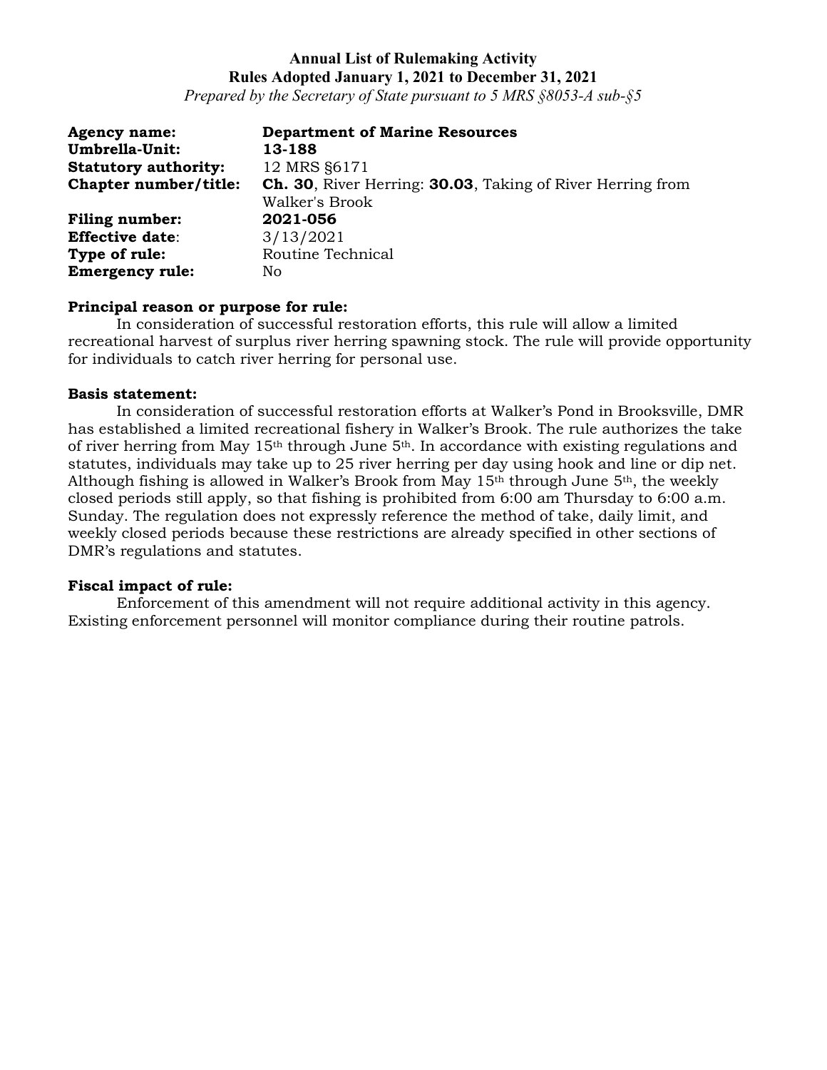**Annual List of Rulemaking Activity**
**Rules Adopted January 1, 2021 to December 31, 2021**
*Prepared by the Secretary of State pursuant to 5 MRS §8053-A sub-§5*

**Agency name:** **Department of Marine Resources**
**Umbrella-Unit:** **13-188**
**Statutory authority:** 12 MRS §6171
**Chapter number/title:** **Ch. 30**, River Herring: **30.03**, Taking of River Herring from Walker's Brook
**Filing number:** **2021-056**
**Effective date**: 3/13/2021
**Type of rule:** Routine Technical
**Emergency rule:** No

**Principal reason or purpose for rule:**

In consideration of successful restoration efforts, this rule will allow a limited recreational harvest of surplus river herring spawning stock. The rule will provide opportunity for individuals to catch river herring for personal use.

**Basis statement:**

In consideration of successful restoration efforts at Walker's Pond in Brooksville, DMR has established a limited recreational fishery in Walker's Brook. The rule authorizes the take of river herring from May 15th through June 5th. In accordance with existing regulations and statutes, individuals may take up to 25 river herring per day using hook and line or dip net. Although fishing is allowed in Walker's Brook from May 15th through June 5th, the weekly closed periods still apply, so that fishing is prohibited from 6:00 am Thursday to 6:00 a.m. Sunday. The regulation does not expressly reference the method of take, daily limit, and weekly closed periods because these restrictions are already specified in other sections of DMR's regulations and statutes.

**Fiscal impact of rule:**

Enforcement of this amendment will not require additional activity in this agency. Existing enforcement personnel will monitor compliance during their routine patrols.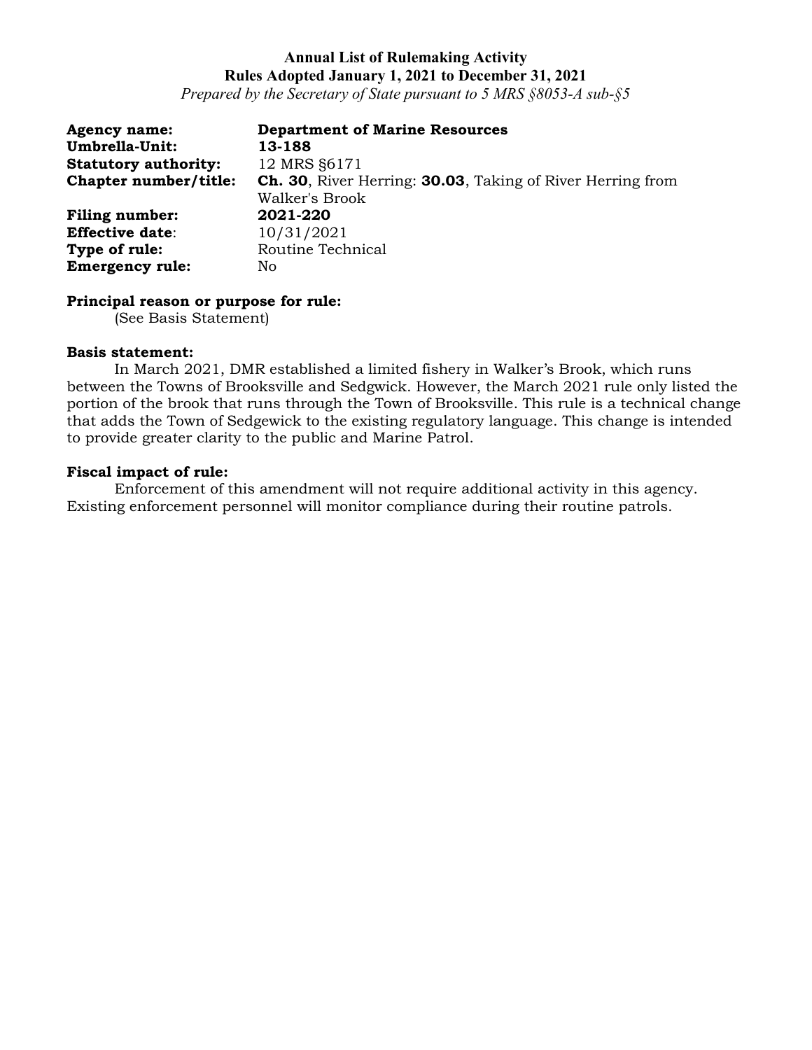**Annual List of Rulemaking Activity**
**Rules Adopted January 1, 2021 to December 31, 2021**
*Prepared by the Secretary of State pursuant to 5 MRS §8053-A sub-§5*

**Agency name:** **Department of Marine Resources**
**Umbrella-Unit:** **13-188**
**Statutory authority:** 12 MRS §6171
**Chapter number/title:** **Ch. 30**, River Herring: **30.03**, Taking of River Herring from Walker's Brook
**Filing number:** **2021-220**
**Effective date**: 10/31/2021
**Type of rule:** Routine Technical
**Emergency rule:** No

**Principal reason or purpose for rule:**
(See Basis Statement)

**Basis statement:**
In March 2021, DMR established a limited fishery in Walker's Brook, which runs between the Towns of Brooksville and Sedgwick. However, the March 2021 rule only listed the portion of the brook that runs through the Town of Brooksville. This rule is a technical change that adds the Town of Sedgewick to the existing regulatory language. This change is intended to provide greater clarity to the public and Marine Patrol.

**Fiscal impact of rule:**
Enforcement of this amendment will not require additional activity in this agency. Existing enforcement personnel will monitor compliance during their routine patrols.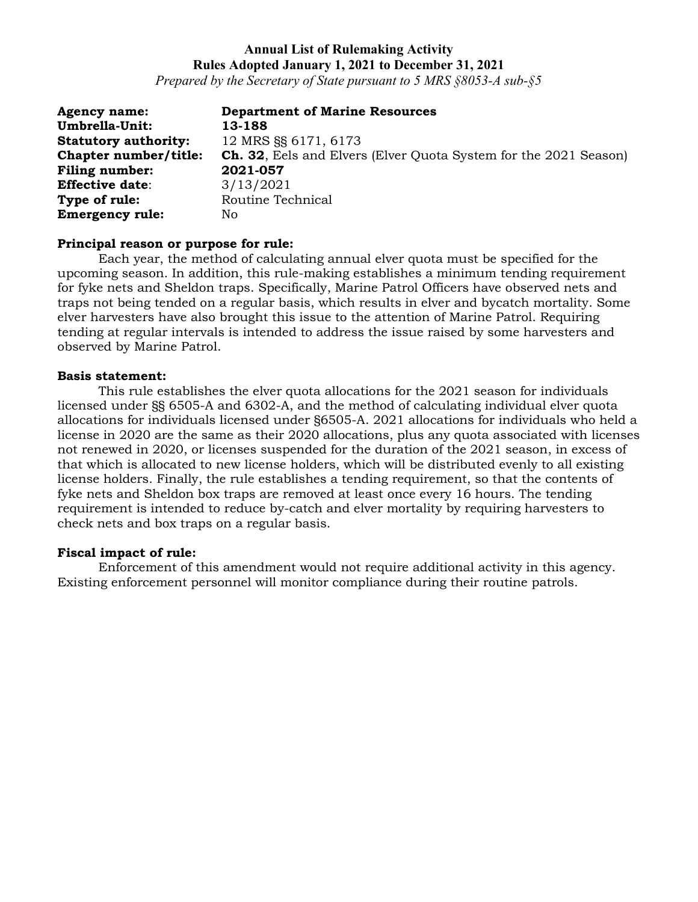**Annual List of Rulemaking Activity**
**Rules Adopted January 1, 2021 to December 31, 2021**
*Prepared by the Secretary of State pursuant to 5 MRS §8053-A sub-§5*

**Agency name:** **Department of Marine Resources**
**Umbrella-Unit:** **13-188**
**Statutory authority:** 12 MRS §§ 6171, 6173
**Chapter number/title:** **Ch. 32**, Eels and Elvers (Elver Quota System for the 2021 Season)
**Filing number:** **2021-057**
**Effective date**: 3/13/2021
**Type of rule:** Routine Technical
**Emergency rule:** No

**Principal reason or purpose for rule:**
Each year, the method of calculating annual elver quota must be specified for the upcoming season. In addition, this rule-making establishes a minimum tending requirement for fyke nets and Sheldon traps. Specifically, Marine Patrol Officers have observed nets and traps not being tended on a regular basis, which results in elver and bycatch mortality. Some elver harvesters have also brought this issue to the attention of Marine Patrol. Requiring tending at regular intervals is intended to address the issue raised by some harvesters and observed by Marine Patrol.

**Basis statement:**
This rule establishes the elver quota allocations for the 2021 season for individuals licensed under §§ 6505-A and 6302-A, and the method of calculating individual elver quota allocations for individuals licensed under §6505-A. 2021 allocations for individuals who held a license in 2020 are the same as their 2020 allocations, plus any quota associated with licenses not renewed in 2020, or licenses suspended for the duration of the 2021 season, in excess of that which is allocated to new license holders, which will be distributed evenly to all existing license holders. Finally, the rule establishes a tending requirement, so that the contents of fyke nets and Sheldon box traps are removed at least once every 16 hours. The tending requirement is intended to reduce by-catch and elver mortality by requiring harvesters to check nets and box traps on a regular basis.

**Fiscal impact of rule:**
Enforcement of this amendment would not require additional activity in this agency. Existing enforcement personnel will monitor compliance during their routine patrols.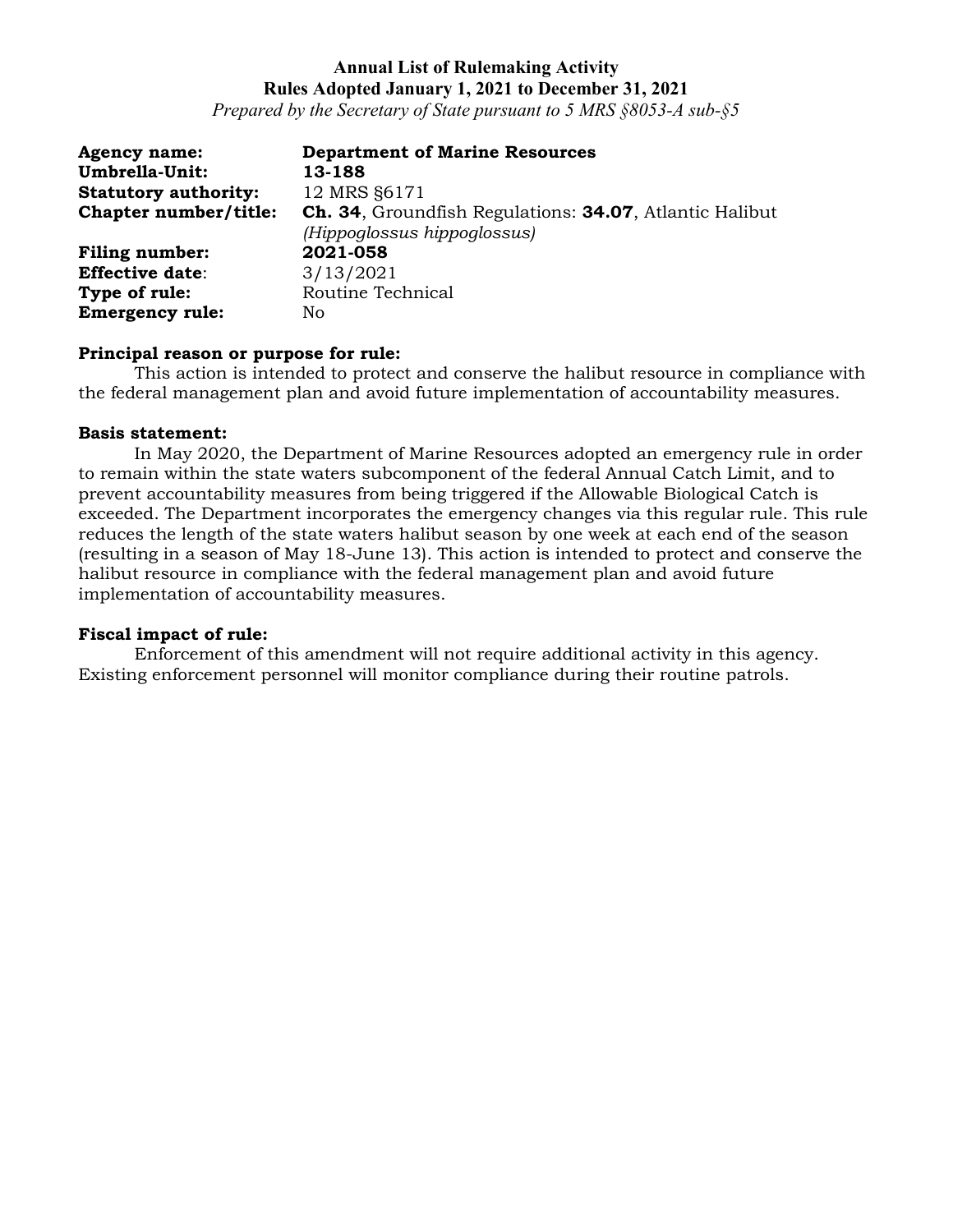**Annual List of Rulemaking Activity**
**Rules Adopted January 1, 2021 to December 31, 2021**
*Prepared by the Secretary of State pursuant to 5 MRS §8053-A sub-§5*

**Agency name:** **Department of Marine Resources**
**Umbrella-Unit:** **13-188**
**Statutory authority:** 12 MRS §6171
**Chapter number/title:** **Ch. 34**, Groundfish Regulations: **34.07**, Atlantic Halibut *(Hippoglossus hippoglossus)*
**Filing number:** **2021-058**
**Effective date**: 3/13/2021
**Type of rule:** Routine Technical
**Emergency rule:** No

**Principal reason or purpose for rule:**

This action is intended to protect and conserve the halibut resource in compliance with the federal management plan and avoid future implementation of accountability measures.

**Basis statement:**

In May 2020, the Department of Marine Resources adopted an emergency rule in order to remain within the state waters subcomponent of the federal Annual Catch Limit, and to prevent accountability measures from being triggered if the Allowable Biological Catch is exceeded. The Department incorporates the emergency changes via this regular rule. This rule reduces the length of the state waters halibut season by one week at each end of the season (resulting in a season of May 18-June 13). This action is intended to protect and conserve the halibut resource in compliance with the federal management plan and avoid future implementation of accountability measures.

**Fiscal impact of rule:**

Enforcement of this amendment will not require additional activity in this agency. Existing enforcement personnel will monitor compliance during their routine patrols.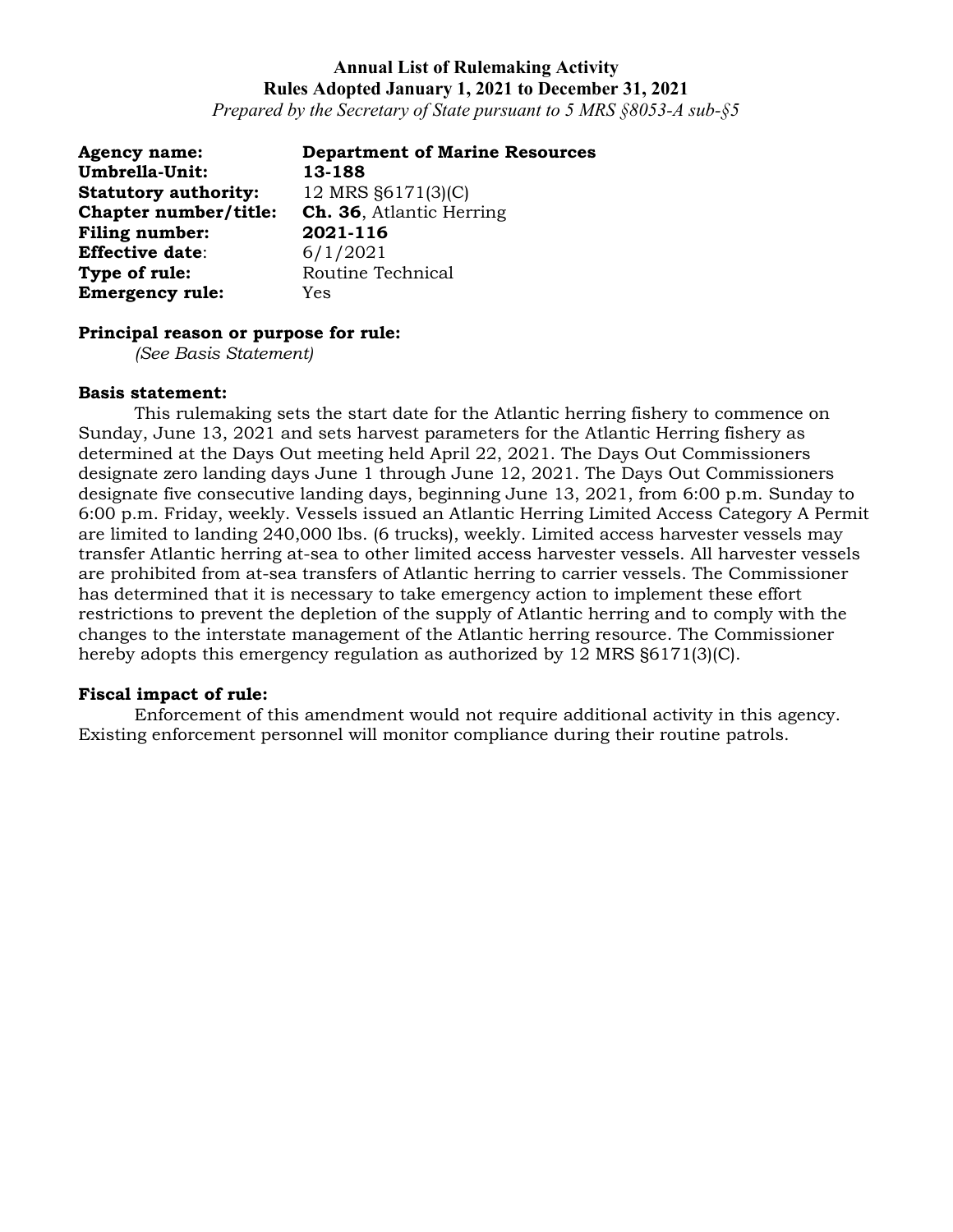**Annual List of Rulemaking Activity**
**Rules Adopted January 1, 2021 to December 31, 2021**
*Prepared by the Secretary of State pursuant to 5 MRS §8053-A sub-§5*

**Agency name:** **Department of Marine Resources**
**Umbrella-Unit:** **13-188**
**Statutory authority:** 12 MRS §6171(3)(C)
**Chapter number/title:** **Ch. 36**, Atlantic Herring
**Filing number:** **2021-116**
**Effective date**: 6/1/2021
**Type of rule:** Routine Technical
**Emergency rule:** Yes

**Principal reason or purpose for rule:**
*(See Basis Statement)*

**Basis statement:**
This rulemaking sets the start date for the Atlantic herring fishery to commence on Sunday, June 13, 2021 and sets harvest parameters for the Atlantic Herring fishery as determined at the Days Out meeting held April 22, 2021. The Days Out Commissioners designate zero landing days June 1 through June 12, 2021. The Days Out Commissioners designate five consecutive landing days, beginning June 13, 2021, from 6:00 p.m. Sunday to 6:00 p.m. Friday, weekly. Vessels issued an Atlantic Herring Limited Access Category A Permit are limited to landing 240,000 lbs. (6 trucks), weekly. Limited access harvester vessels may transfer Atlantic herring at-sea to other limited access harvester vessels. All harvester vessels are prohibited from at-sea transfers of Atlantic herring to carrier vessels. The Commissioner has determined that it is necessary to take emergency action to implement these effort restrictions to prevent the depletion of the supply of Atlantic herring and to comply with the changes to the interstate management of the Atlantic herring resource. The Commissioner hereby adopts this emergency regulation as authorized by 12 MRS §6171(3)(C).

**Fiscal impact of rule:**
Enforcement of this amendment would not require additional activity in this agency. Existing enforcement personnel will monitor compliance during their routine patrols.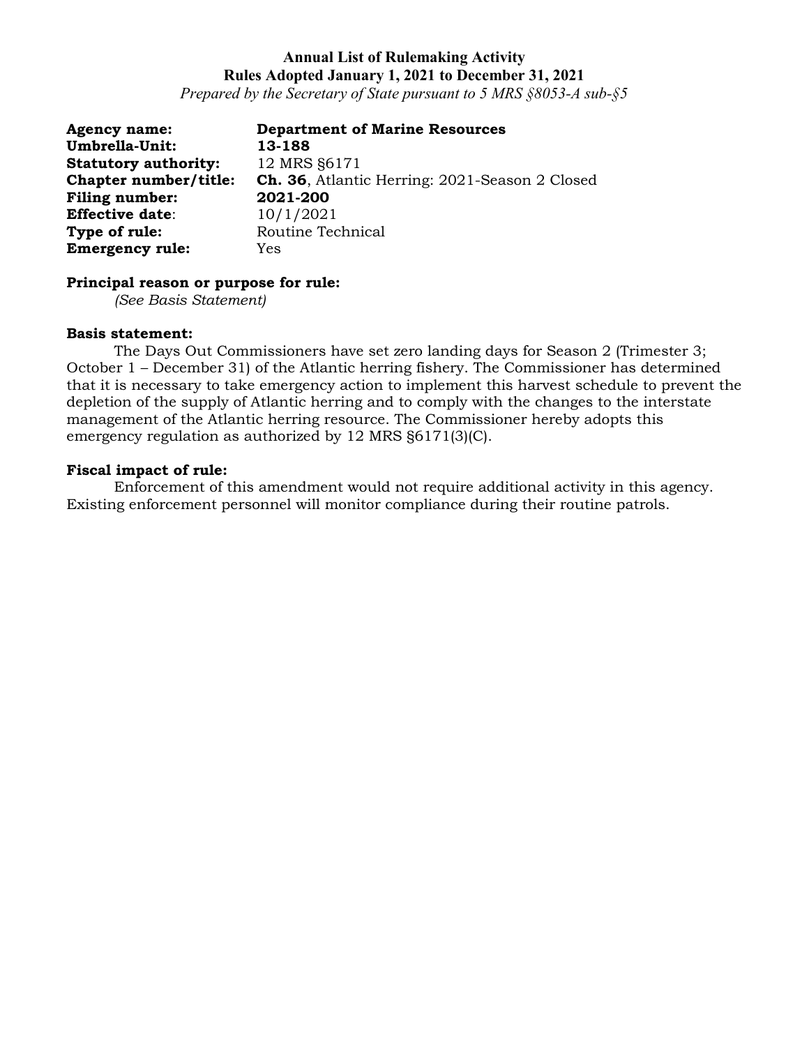**Annual List of Rulemaking Activity**
**Rules Adopted January 1, 2021 to December 31, 2021**
*Prepared by the Secretary of State pursuant to 5 MRS §8053-A sub-§5*

**Agency name:** **Department of Marine Resources**
**Umbrella-Unit:** **13-188**
**Statutory authority:** 12 MRS §6171
**Chapter number/title:** **Ch. 36**, Atlantic Herring: 2021-Season 2 Closed
**Filing number:** **2021-200**
**Effective date**: 10/1/2021
**Type of rule:** Routine Technical
**Emergency rule:** Yes

**Principal reason or purpose for rule:**
*(See Basis Statement)*

**Basis statement:**
The Days Out Commissioners have set zero landing days for Season 2 (Trimester 3; October 1 – December 31) of the Atlantic herring fishery. The Commissioner has determined that it is necessary to take emergency action to implement this harvest schedule to prevent the depletion of the supply of Atlantic herring and to comply with the changes to the interstate management of the Atlantic herring resource. The Commissioner hereby adopts this emergency regulation as authorized by 12 MRS §6171(3)(C).

**Fiscal impact of rule:**
Enforcement of this amendment would not require additional activity in this agency. Existing enforcement personnel will monitor compliance during their routine patrols.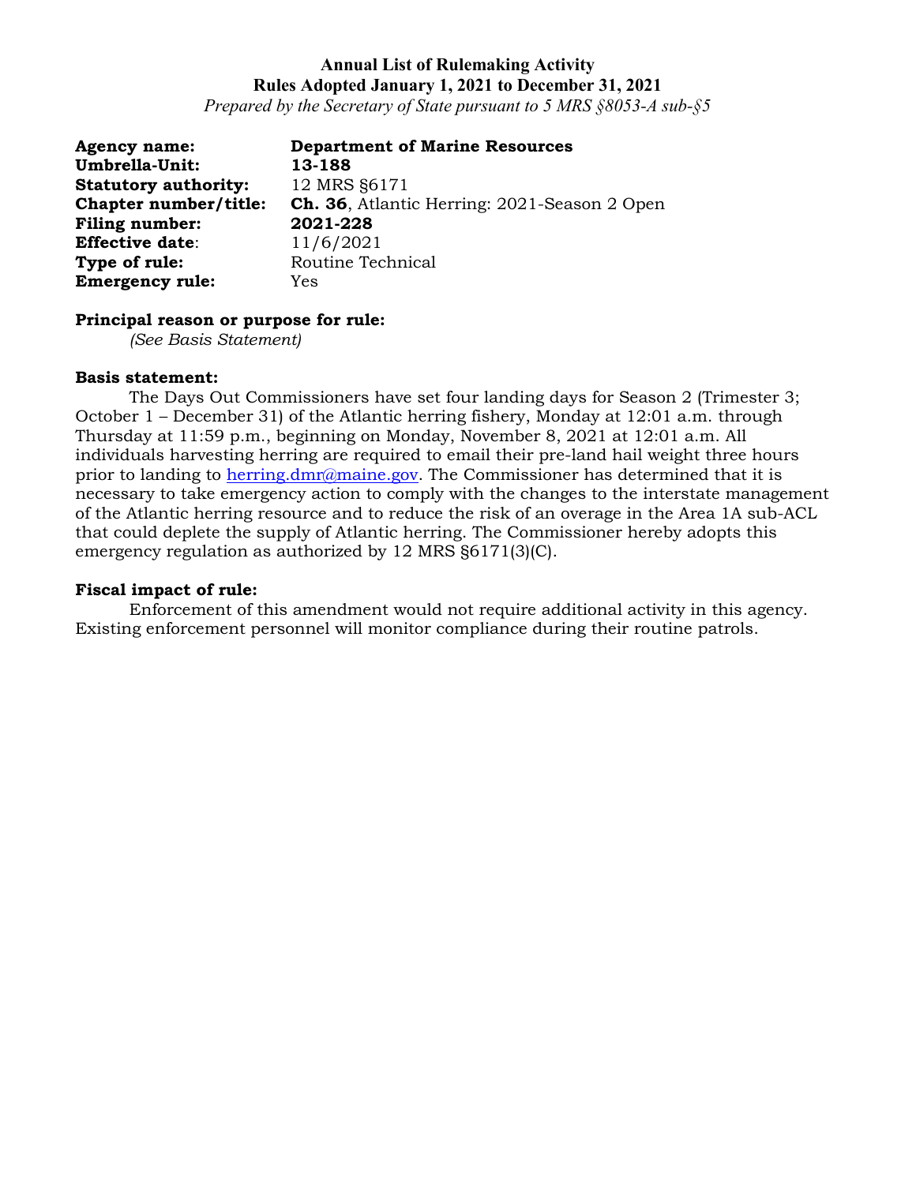**Annual List of Rulemaking Activity**
**Rules Adopted January 1, 2021 to December 31, 2021**
*Prepared by the Secretary of State pursuant to 5 MRS §8053-A sub-§5*

**Agency name:** **Department of Marine Resources**
**Umbrella-Unit:** **13-188**
**Statutory authority:** 12 MRS §6171
**Chapter number/title:** **Ch. 36**, Atlantic Herring: 2021-Season 2 Open
**Filing number:** **2021-228**
**Effective date**: 11/6/2021
**Type of rule:** Routine Technical
**Emergency rule:** Yes

**Principal reason or purpose for rule:**
*(See Basis Statement)*

**Basis statement:**
The Days Out Commissioners have set four landing days for Season 2 (Trimester 3; October 1 – December 31) of the Atlantic herring fishery, Monday at 12:01 a.m. through Thursday at 11:59 p.m., beginning on Monday, November 8, 2021 at 12:01 a.m. All individuals harvesting herring are required to email their pre-land hail weight three hours prior to landing to herring.dmr@maine.gov. The Commissioner has determined that it is necessary to take emergency action to comply with the changes to the interstate management of the Atlantic herring resource and to reduce the risk of an overage in the Area 1A sub-ACL that could deplete the supply of Atlantic herring. The Commissioner hereby adopts this emergency regulation as authorized by 12 MRS §6171(3)(C).

**Fiscal impact of rule:**
Enforcement of this amendment would not require additional activity in this agency. Existing enforcement personnel will monitor compliance during their routine patrols.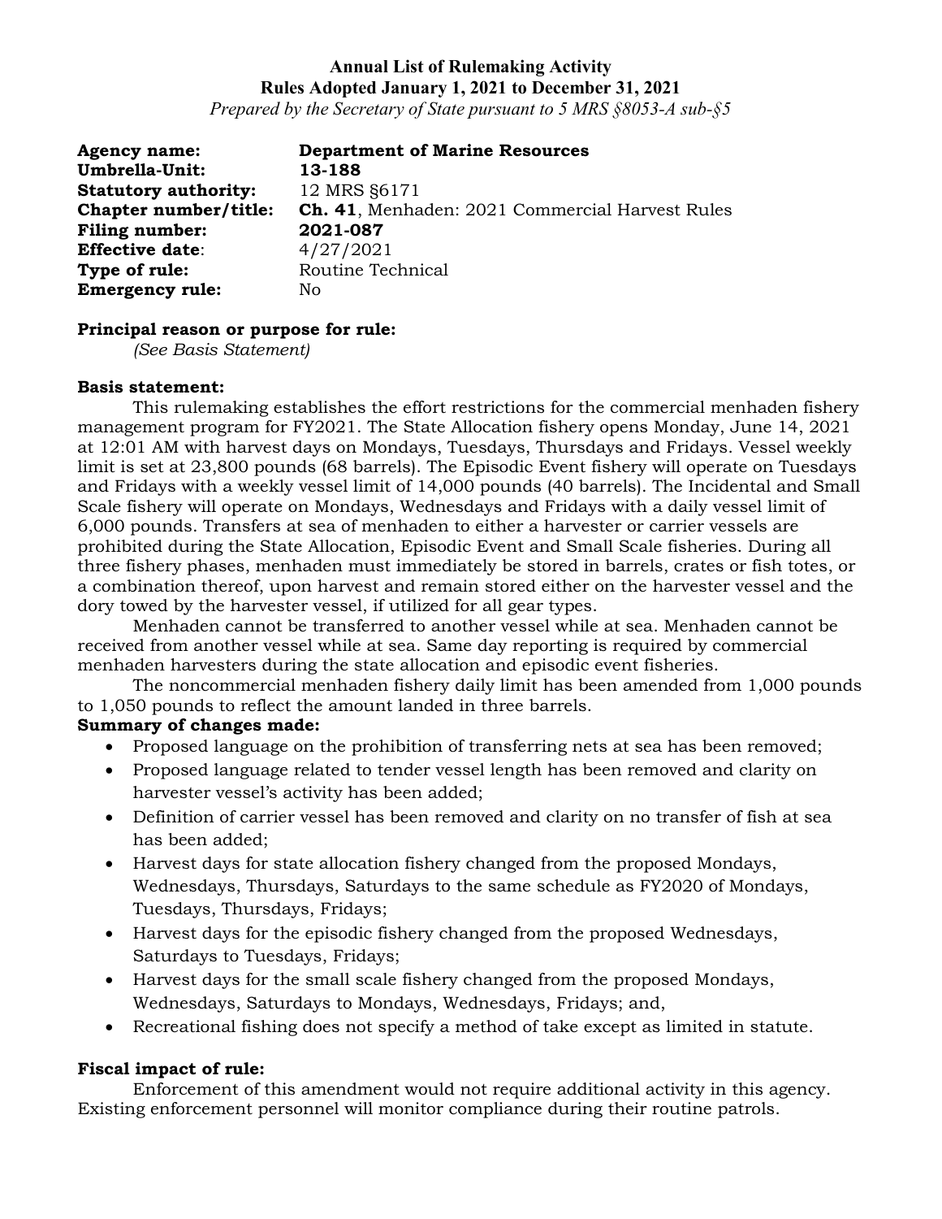**Annual List of Rulemaking Activity**
**Rules Adopted January 1, 2021 to December 31, 2021**
*Prepared by the Secretary of State pursuant to 5 MRS §8053-A sub-§5*

**Agency name:** **Department of Marine Resources**
**Umbrella-Unit:** **13-188**
**Statutory authority:** 12 MRS §6171
**Chapter number/title:** **Ch. 41**, Menhaden: 2021 Commercial Harvest Rules
**Filing number:** **2021-087**
**Effective date**: 4/27/2021
**Type of rule:** Routine Technical
**Emergency rule:** No

**Principal reason or purpose for rule:**
*(See Basis Statement)*

**Basis statement:**
This rulemaking establishes the effort restrictions for the commercial menhaden fishery management program for FY2021. The State Allocation fishery opens Monday, June 14, 2021 at 12:01 AM with harvest days on Mondays, Tuesdays, Thursdays and Fridays. Vessel weekly limit is set at 23,800 pounds (68 barrels). The Episodic Event fishery will operate on Tuesdays and Fridays with a weekly vessel limit of 14,000 pounds (40 barrels). The Incidental and Small Scale fishery will operate on Mondays, Wednesdays and Fridays with a daily vessel limit of 6,000 pounds. Transfers at sea of menhaden to either a harvester or carrier vessels are prohibited during the State Allocation, Episodic Event and Small Scale fisheries. During all three fishery phases, menhaden must immediately be stored in barrels, crates or fish totes, or a combination thereof, upon harvest and remain stored either on the harvester vessel and the dory towed by the harvester vessel, if utilized for all gear types.

Menhaden cannot be transferred to another vessel while at sea. Menhaden cannot be received from another vessel while at sea. Same day reporting is required by commercial menhaden harvesters during the state allocation and episodic event fisheries.

The noncommercial menhaden fishery daily limit has been amended from 1,000 pounds to 1,050 pounds to reflect the amount landed in three barrels.

**Summary of changes made:**

- Proposed language on the prohibition of transferring nets at sea has been removed;
- Proposed language related to tender vessel length has been removed and clarity on harvester vessel's activity has been added;
- Definition of carrier vessel has been removed and clarity on no transfer of fish at sea has been added;
- Harvest days for state allocation fishery changed from the proposed Mondays, Wednesdays, Thursdays, Saturdays to the same schedule as FY2020 of Mondays, Tuesdays, Thursdays, Fridays;
- Harvest days for the episodic fishery changed from the proposed Wednesdays, Saturdays to Tuesdays, Fridays;
- Harvest days for the small scale fishery changed from the proposed Mondays, Wednesdays, Saturdays to Mondays, Wednesdays, Fridays; and,
- Recreational fishing does not specify a method of take except as limited in statute.

**Fiscal impact of rule:**
Enforcement of this amendment would not require additional activity in this agency. Existing enforcement personnel will monitor compliance during their routine patrols.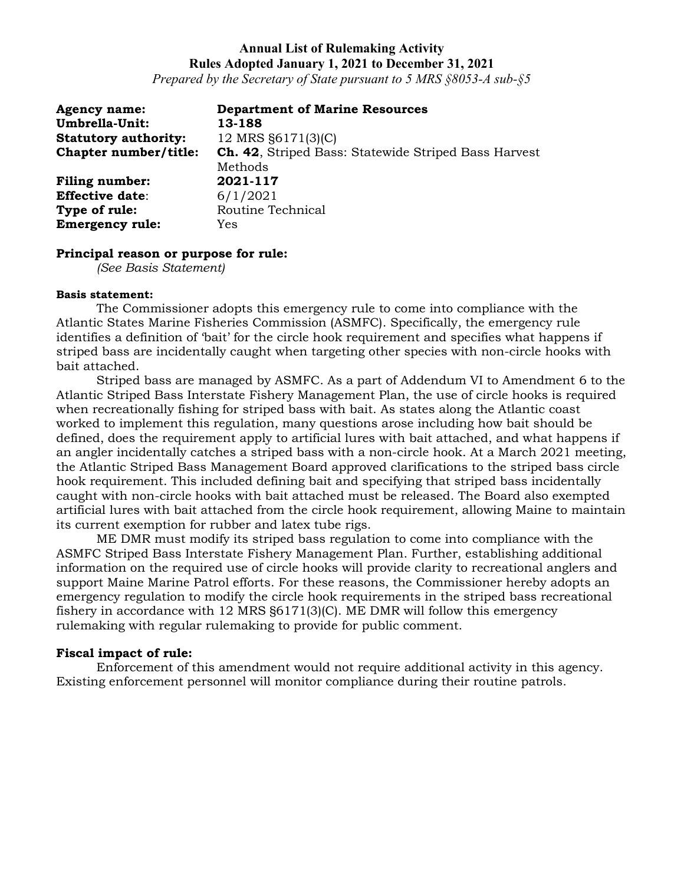**Annual List of Rulemaking Activity**
**Rules Adopted January 1, 2021 to December 31, 2021**
*Prepared by the Secretary of State pursuant to 5 MRS §8053-A sub-§5*

| | |
|---|---|
| **Agency name:** | **Department of Marine Resources** |
| **Umbrella-Unit:** | **13-188** |
| **Statutory authority:** | 12 MRS §6171(3)(C) |
| **Chapter number/title:** | **Ch. 42**, Striped Bass: Statewide Striped Bass Harvest Methods |
| **Filing number:** | **2021-117** |
| **Effective date**: | 6/1/2021 |
| **Type of rule:** | Routine Technical |
| **Emergency rule:** | Yes |

**Principal reason or purpose for rule:**

*(See Basis Statement)*

**Basis statement:**

The Commissioner adopts this emergency rule to come into compliance with the Atlantic States Marine Fisheries Commission (ASMFC). Specifically, the emergency rule identifies a definition of 'bait' for the circle hook requirement and specifies what happens if striped bass are incidentally caught when targeting other species with non-circle hooks with bait attached.

Striped bass are managed by ASMFC. As a part of Addendum VI to Amendment 6 to the Atlantic Striped Bass Interstate Fishery Management Plan, the use of circle hooks is required when recreationally fishing for striped bass with bait. As states along the Atlantic coast worked to implement this regulation, many questions arose including how bait should be defined, does the requirement apply to artificial lures with bait attached, and what happens if an angler incidentally catches a striped bass with a non-circle hook. At a March 2021 meeting, the Atlantic Striped Bass Management Board approved clarifications to the striped bass circle hook requirement. This included defining bait and specifying that striped bass incidentally caught with non-circle hooks with bait attached must be released. The Board also exempted artificial lures with bait attached from the circle hook requirement, allowing Maine to maintain its current exemption for rubber and latex tube rigs.

ME DMR must modify its striped bass regulation to come into compliance with the ASMFC Striped Bass Interstate Fishery Management Plan. Further, establishing additional information on the required use of circle hooks will provide clarity to recreational anglers and support Maine Marine Patrol efforts. For these reasons, the Commissioner hereby adopts an emergency regulation to modify the circle hook requirements in the striped bass recreational fishery in accordance with 12 MRS §6171(3)(C). ME DMR will follow this emergency rulemaking with regular rulemaking to provide for public comment.

**Fiscal impact of rule:**

Enforcement of this amendment would not require additional activity in this agency. Existing enforcement personnel will monitor compliance during their routine patrols.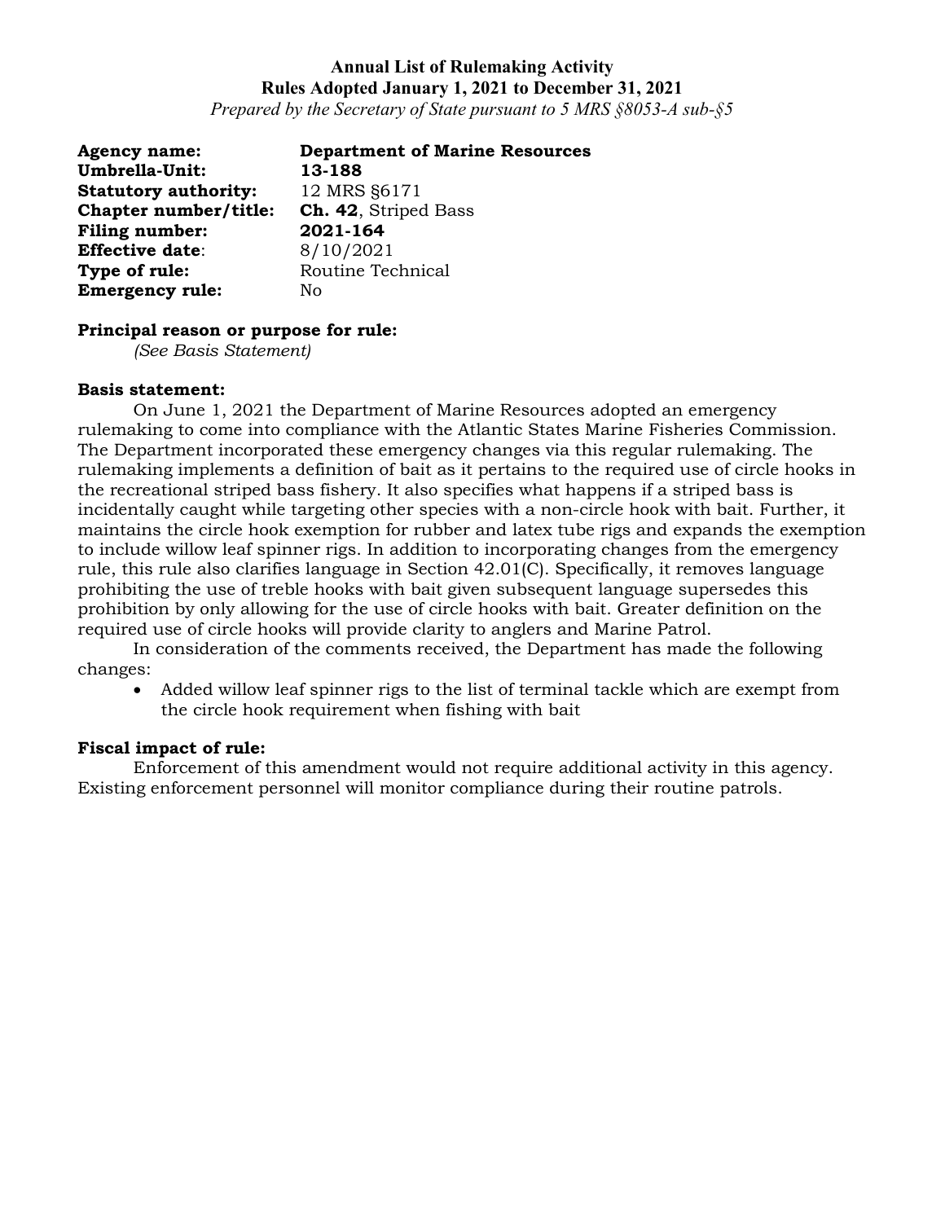**Annual List of Rulemaking Activity**
**Rules Adopted January 1, 2021 to December 31, 2021**
*Prepared by the Secretary of State pursuant to 5 MRS §8053-A sub-§5*

**Agency name:** **Department of Marine Resources**
**Umbrella-Unit:** **13-188**
**Statutory authority:** 12 MRS §6171
**Chapter number/title:** **Ch. 42**, Striped Bass
**Filing number:** **2021-164**
**Effective date**: 8/10/2021
**Type of rule:** Routine Technical
**Emergency rule:** No

**Principal reason or purpose for rule:**
*(See Basis Statement)*

**Basis statement:**
On June 1, 2021 the Department of Marine Resources adopted an emergency rulemaking to come into compliance with the Atlantic States Marine Fisheries Commission. The Department incorporated these emergency changes via this regular rulemaking. The rulemaking implements a definition of bait as it pertains to the required use of circle hooks in the recreational striped bass fishery. It also specifies what happens if a striped bass is incidentally caught while targeting other species with a non-circle hook with bait. Further, it maintains the circle hook exemption for rubber and latex tube rigs and expands the exemption to include willow leaf spinner rigs. In addition to incorporating changes from the emergency rule, this rule also clarifies language in Section 42.01(C). Specifically, it removes language prohibiting the use of treble hooks with bait given subsequent language supersedes this prohibition by only allowing for the use of circle hooks with bait. Greater definition on the required use of circle hooks will provide clarity to anglers and Marine Patrol.

In consideration of the comments received, the Department has made the following changes:

- Added willow leaf spinner rigs to the list of terminal tackle which are exempt from the circle hook requirement when fishing with bait

**Fiscal impact of rule:**
Enforcement of this amendment would not require additional activity in this agency. Existing enforcement personnel will monitor compliance during their routine patrols.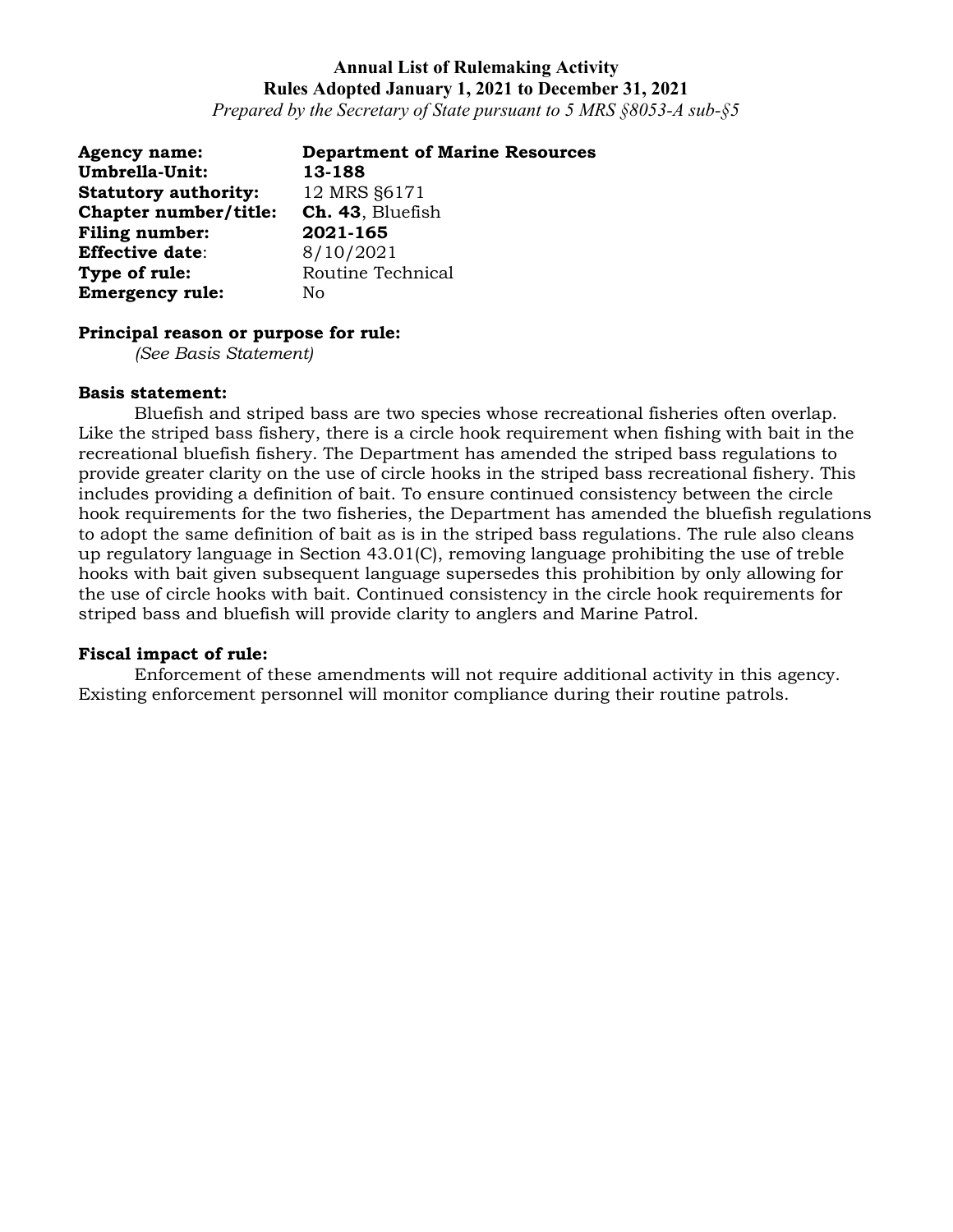**Annual List of Rulemaking Activity**
**Rules Adopted January 1, 2021 to December 31, 2021**
*Prepared by the Secretary of State pursuant to 5 MRS §8053-A sub-§5*

**Agency name:** **Department of Marine Resources**
**Umbrella-Unit:** **13-188**
**Statutory authority:** 12 MRS §6171
**Chapter number/title:** **Ch. 43**, Bluefish
**Filing number:** **2021-165**
**Effective date**: 8/10/2021
**Type of rule:** Routine Technical
**Emergency rule:** No

**Principal reason or purpose for rule:**
*(See Basis Statement)*

**Basis statement:**
Bluefish and striped bass are two species whose recreational fisheries often overlap. Like the striped bass fishery, there is a circle hook requirement when fishing with bait in the recreational bluefish fishery. The Department has amended the striped bass regulations to provide greater clarity on the use of circle hooks in the striped bass recreational fishery. This includes providing a definition of bait. To ensure continued consistency between the circle hook requirements for the two fisheries, the Department has amended the bluefish regulations to adopt the same definition of bait as is in the striped bass regulations. The rule also cleans up regulatory language in Section 43.01(C), removing language prohibiting the use of treble hooks with bait given subsequent language supersedes this prohibition by only allowing for the use of circle hooks with bait. Continued consistency in the circle hook requirements for striped bass and bluefish will provide clarity to anglers and Marine Patrol.

**Fiscal impact of rule:**
Enforcement of these amendments will not require additional activity in this agency. Existing enforcement personnel will monitor compliance during their routine patrols.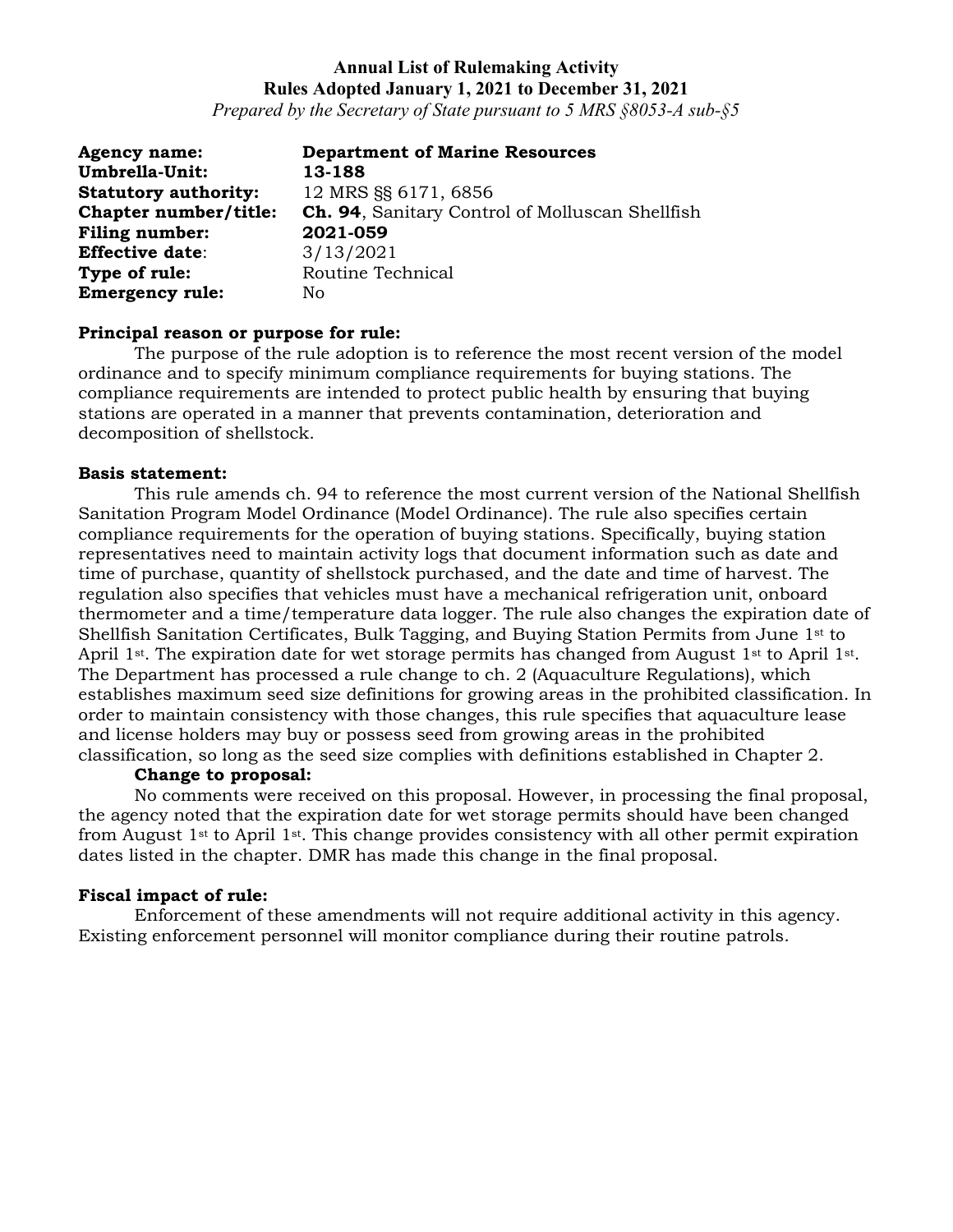**Annual List of Rulemaking Activity**
**Rules Adopted January 1, 2021 to December 31, 2021**
*Prepared by the Secretary of State pursuant to 5 MRS §8053-A sub-§5*

**Agency name:** **Department of Marine Resources**
**Umbrella-Unit:** **13-188**
**Statutory authority:** 12 MRS §§ 6171, 6856
**Chapter number/title:** **Ch. 94**, Sanitary Control of Molluscan Shellfish
**Filing number:** **2021-059**
**Effective date**: 3/13/2021
**Type of rule:** Routine Technical
**Emergency rule:** No

**Principal reason or purpose for rule:**

The purpose of the rule adoption is to reference the most recent version of the model ordinance and to specify minimum compliance requirements for buying stations. The compliance requirements are intended to protect public health by ensuring that buying stations are operated in a manner that prevents contamination, deterioration and decomposition of shellstock.

**Basis statement:**

This rule amends ch. 94 to reference the most current version of the National Shellfish Sanitation Program Model Ordinance (Model Ordinance). The rule also specifies certain compliance requirements for the operation of buying stations. Specifically, buying station representatives need to maintain activity logs that document information such as date and time of purchase, quantity of shellstock purchased, and the date and time of harvest. The regulation also specifies that vehicles must have a mechanical refrigeration unit, onboard thermometer and a time/temperature data logger. The rule also changes the expiration date of Shellfish Sanitation Certificates, Bulk Tagging, and Buying Station Permits from June 1st to April 1st. The expiration date for wet storage permits has changed from August 1st to April 1st. The Department has processed a rule change to ch. 2 (Aquaculture Regulations), which establishes maximum seed size definitions for growing areas in the prohibited classification. In order to maintain consistency with those changes, this rule specifies that aquaculture lease and license holders may buy or possess seed from growing areas in the prohibited classification, so long as the seed size complies with definitions established in Chapter 2.

**Change to proposal:**

No comments were received on this proposal. However, in processing the final proposal, the agency noted that the expiration date for wet storage permits should have been changed from August 1st to April 1st. This change provides consistency with all other permit expiration dates listed in the chapter. DMR has made this change in the final proposal.

**Fiscal impact of rule:**

Enforcement of these amendments will not require additional activity in this agency. Existing enforcement personnel will monitor compliance during their routine patrols.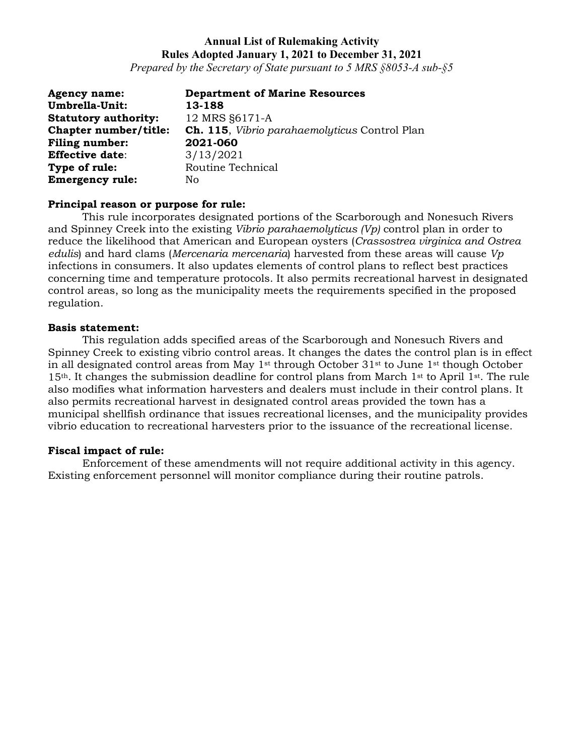**Annual List of Rulemaking Activity**
**Rules Adopted January 1, 2021 to December 31, 2021**
*Prepared by the Secretary of State pursuant to 5 MRS §8053-A sub-§5*

**Agency name:** **Department of Marine Resources**
**Umbrella-Unit:** **13-188**
**Statutory authority:** 12 MRS §6171-A
**Chapter number/title:** **Ch. 115**, *Vibrio parahaemolyticus* Control Plan
**Filing number:** **2021-060**
**Effective date**: 3/13/2021
**Type of rule:** Routine Technical
**Emergency rule:** No

**Principal reason or purpose for rule:**
This rule incorporates designated portions of the Scarborough and Nonesuch Rivers and Spinney Creek into the existing *Vibrio parahaemolyticus (Vp)* control plan in order to reduce the likelihood that American and European oysters (*Crassostrea virginica and Ostrea edulis*) and hard clams (*Mercenaria mercenaria*) harvested from these areas will cause *Vp* infections in consumers. It also updates elements of control plans to reflect best practices concerning time and temperature protocols. It also permits recreational harvest in designated control areas, so long as the municipality meets the requirements specified in the proposed regulation.

**Basis statement:**
This regulation adds specified areas of the Scarborough and Nonesuch Rivers and Spinney Creek to existing vibrio control areas. It changes the dates the control plan is in effect in all designated control areas from May 1st through October 31st to June 1st though October 15th. It changes the submission deadline for control plans from March 1st to April 1st. The rule also modifies what information harvesters and dealers must include in their control plans. It also permits recreational harvest in designated control areas provided the town has a municipal shellfish ordinance that issues recreational licenses, and the municipality provides vibrio education to recreational harvesters prior to the issuance of the recreational license.

**Fiscal impact of rule:**
Enforcement of these amendments will not require additional activity in this agency. Existing enforcement personnel will monitor compliance during their routine patrols.